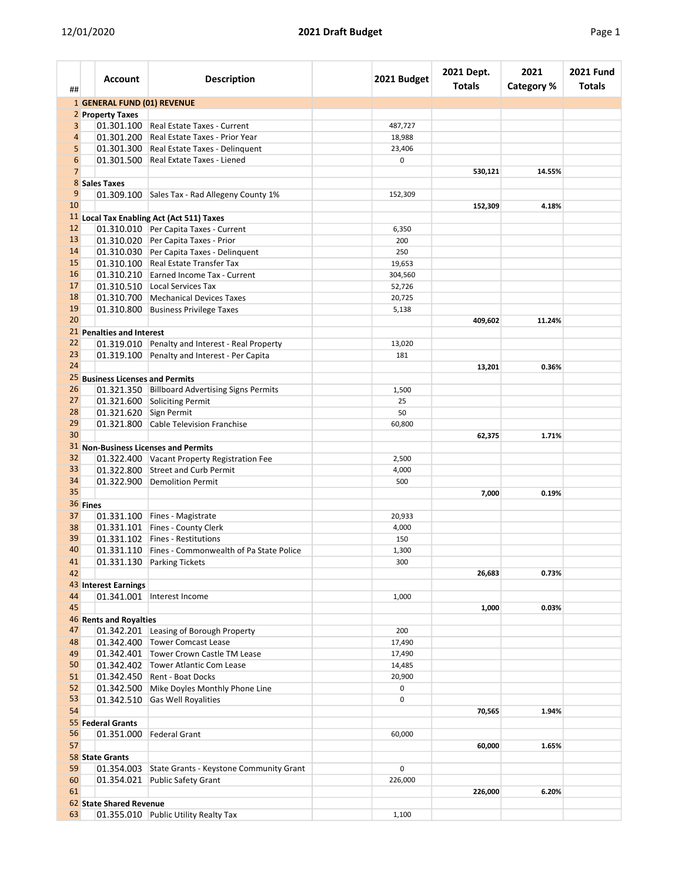# 2021 Draft Budget

12/01/2020

| ## | Account | Description | | 2021 Budget | 2021 Dept. Totals | 2021 Category % | 2021 Fund Totals |
|---|---|---|---|---|---|---|---|
| 1 | **GENERAL FUND (01) REVENUE** | | | | | | |
| 2 | **Property Taxes** | | | | | | |
| 3 | 01.301.100 | Real Estate Taxes - Current | | 487,727 | | | |
| 4 | 01.301.200 | Real Estate Taxes - Prior Year | | 18,988 | | | |
| 5 | 01.301.300 | Real Estate Taxes - Delinquent | | 23,406 | | | |
| 6 | 01.301.500 | Real Extate Taxes - Liened | | 0 | | | |
| 7 | | | | | **530,121** | **14.55%** | |
| 8 | **Sales Taxes** | | | | | | |
| 9 | 01.309.100 | Sales Tax - Rad Allegeny County 1% | | 152,309 | | | |
| 10 | | | | | **152,309** | **4.18%** | |
| 11 | **Local Tax Enabling Act (Act 511) Taxes** | | | | | | |
| 12 | 01.310.010 | Per Capita Taxes - Current | | 6,350 | | | |
| 13 | 01.310.020 | Per Capita Taxes - Prior | | 200 | | | |
| 14 | 01.310.030 | Per Capita Taxes - Delinquent | | 250 | | | |
| 15 | 01.310.100 | Real Estate Transfer Tax | | 19,653 | | | |
| 16 | 01.310.210 | Earned Income Tax - Current | | 304,560 | | | |
| 17 | 01.310.510 | Local Services Tax | | 52,726 | | | |
| 18 | 01.310.700 | Mechanical Devices Taxes | | 20,725 | | | |
| 19 | 01.310.800 | Business Privilege Taxes | | 5,138 | | | |
| 20 | | | | | **409,602** | **11.24%** | |
| 21 | **Penalties and Interest** | | | | | | |
| 22 | 01.319.010 | Penalty and Interest - Real Property | | 13,020 | | | |
| 23 | 01.319.100 | Penalty and Interest - Per Capita | | 181 | | | |
| 24 | | | | | **13,201** | **0.36%** | |
| 25 | **Business Licenses and Permits** | | | | | | |
| 26 | 01.321.350 | Billboard Advertising Signs Permits | | 1,500 | | | |
| 27 | 01.321.600 | Soliciting Permit | | 25 | | | |
| 28 | 01.321.620 | Sign Permit | | 50 | | | |
| 29 | 01.321.800 | Cable Television Franchise | | 60,800 | | | |
| 30 | | | | | **62,375** | **1.71%** | |
| 31 | **Non-Business Licenses and Permits** | | | | | | |
| 32 | 01.322.400 | Vacant Property Registration Fee | | 2,500 | | | |
| 33 | 01.322.800 | Street and Curb Permit | | 4,000 | | | |
| 34 | 01.322.900 | Demolition Permit | | 500 | | | |
| 35 | | | | | **7,000** | **0.19%** | |
| 36 | **Fines** | | | | | | |
| 37 | 01.331.100 | Fines - Magistrate | | 20,933 | | | |
| 38 | 01.331.101 | Fines - County Clerk | | 4,000 | | | |
| 39 | 01.331.102 | Fines - Restitutions | | 150 | | | |
| 40 | 01.331.110 | Fines - Commonwealth of Pa State Police | | 1,300 | | | |
| 41 | 01.331.130 | Parking Tickets | | 300 | | | |
| 42 | | | | | **26,683** | **0.73%** | |
| 43 | **Interest Earnings** | | | | | | |
| 44 | 01.341.001 | Interest Income | | 1,000 | | | |
| 45 | | | | | **1,000** | **0.03%** | |
| 46 | **Rents and Royalties** | | | | | | |
| 47 | 01.342.201 | Leasing of Borough Property | | 200 | | | |
| 48 | 01.342.400 | Tower Comcast Lease | | 17,490 | | | |
| 49 | 01.342.401 | Tower Crown Castle TM Lease | | 17,490 | | | |
| 50 | 01.342.402 | Tower Atlantic Com Lease | | 14,485 | | | |
| 51 | 01.342.450 | Rent - Boat Docks | | 20,900 | | | |
| 52 | 01.342.500 | Mike Doyles Monthly Phone Line | | 0 | | | |
| 53 | 01.342.510 | Gas Well Royalities | | 0 | | | |
| 54 | | | | | **70,565** | **1.94%** | |
| 55 | **Federal Grants** | | | | | | |
| 56 | 01.351.000 | Federal Grant | | 60,000 | | | |
| 57 | | | | | **60,000** | **1.65%** | |
| 58 | **State Grants** | | | | | | |
| 59 | 01.354.003 | State Grants - Keystone Community Grant | | 0 | | | |
| 60 | 01.354.021 | Public Safety Grant | | 226,000 | | | |
| 61 | | | | | **226,000** | **6.20%** | |
| 62 | **State Shared Revenue** | | | | | | |
| 63 | 01.355.010 | Public Utility Realty Tax | | 1,100 | | | |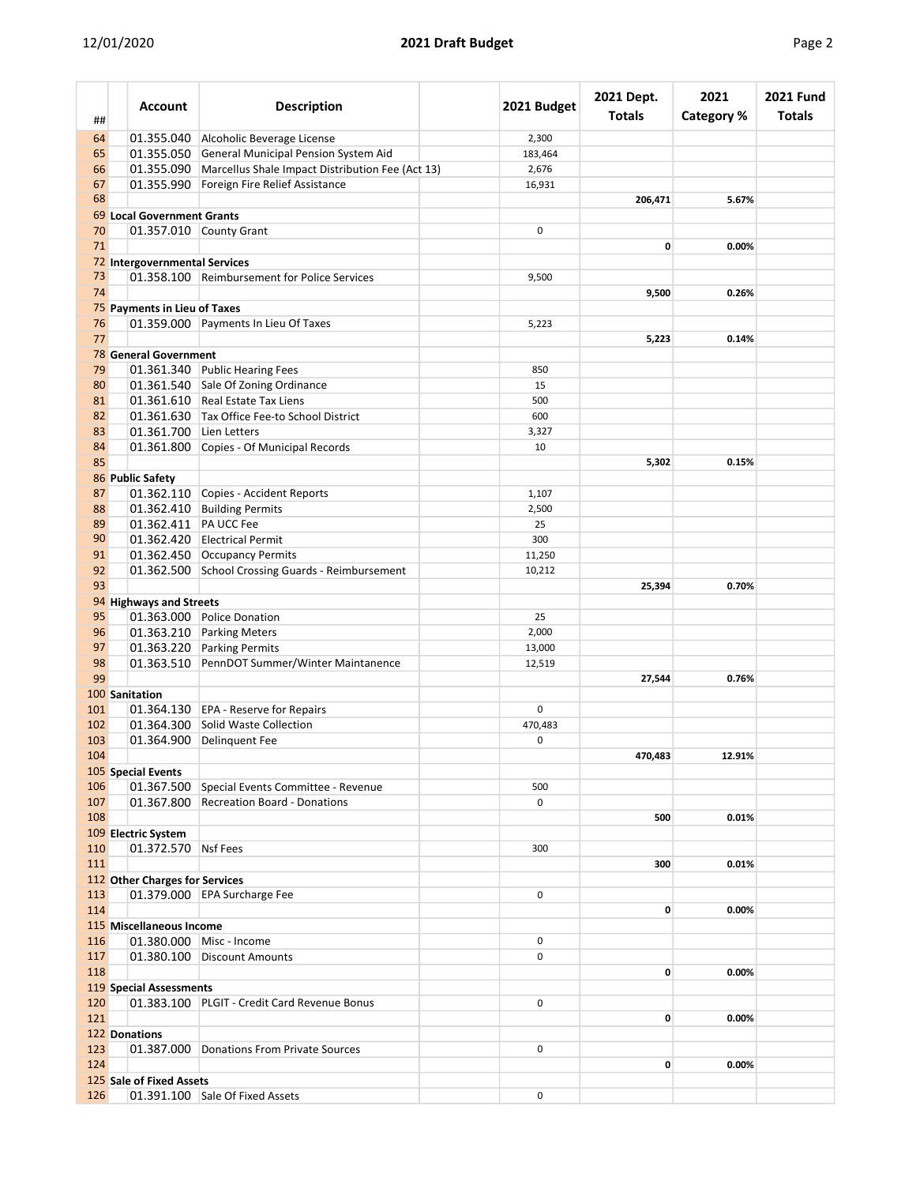| ## | Account | Description | | 2021 Budget | 2021 Dept. Totals | 2021 Category % | 2021 Fund Totals |
|---|---|---|---|---|---|---|---|
| 64 | 01.355.040 | Alcoholic Beverage License | | 2,300 | | | |
| 65 | 01.355.050 | General Municipal Pension System Aid | | 183,464 | | | |
| 66 | 01.355.090 | Marcellus Shale Impact Distribution Fee (Act 13) | | 2,676 | | | |
| 67 | 01.355.990 | Foreign Fire Relief Assistance | | 16,931 | | | |
| 68 | | | | | **206,471** | **5.67%** | |
| 69 | **Local Government Grants** | | | | | | |
| 70 | 01.357.010 | County Grant | | 0 | | | |
| 71 | | | | | **0** | **0.00%** | |
| 72 | **Intergovernmental Services** | | | | | | |
| 73 | 01.358.100 | Reimbursement for Police Services | | 9,500 | | | |
| 74 | | | | | **9,500** | **0.26%** | |
| 75 | **Payments in Lieu of Taxes** | | | | | | |
| 76 | 01.359.000 | Payments In Lieu Of Taxes | | 5,223 | | | |
| 77 | | | | | **5,223** | **0.14%** | |
| 78 | **General Government** | | | | | | |
| 79 | 01.361.340 | Public Hearing Fees | | 850 | | | |
| 80 | 01.361.540 | Sale Of Zoning Ordinance | | 15 | | | |
| 81 | 01.361.610 | Real Estate Tax Liens | | 500 | | | |
| 82 | 01.361.630 | Tax Office Fee-to School District | | 600 | | | |
| 83 | 01.361.700 | Lien Letters | | 3,327 | | | |
| 84 | 01.361.800 | Copies - Of Municipal Records | | 10 | | | |
| 85 | | | | | **5,302** | **0.15%** | |
| 86 | **Public Safety** | | | | | | |
| 87 | 01.362.110 | Copies - Accident Reports | | 1,107 | | | |
| 88 | 01.362.410 | Building Permits | | 2,500 | | | |
| 89 | 01.362.411 | PA UCC Fee | | 25 | | | |
| 90 | 01.362.420 | Electrical Permit | | 300 | | | |
| 91 | 01.362.450 | Occupancy Permits | | 11,250 | | | |
| 92 | 01.362.500 | School Crossing Guards - Reimbursement | | 10,212 | | | |
| 93 | | | | | **25,394** | **0.70%** | |
| 94 | **Highways and Streets** | | | | | | |
| 95 | 01.363.000 | Police Donation | | 25 | | | |
| 96 | 01.363.210 | Parking Meters | | 2,000 | | | |
| 97 | 01.363.220 | Parking Permits | | 13,000 | | | |
| 98 | 01.363.510 | PennDOT Summer/Winter Maintanence | | 12,519 | | | |
| 99 | | | | | **27,544** | **0.76%** | |
| 100 | **Sanitation** | | | | | | |
| 101 | 01.364.130 | EPA - Reserve for Repairs | | 0 | | | |
| 102 | 01.364.300 | Solid Waste Collection | | 470,483 | | | |
| 103 | 01.364.900 | Delinquent Fee | | 0 | | | |
| 104 | | | | | **470,483** | **12.91%** | |
| 105 | **Special Events** | | | | | | |
| 106 | 01.367.500 | Special Events Committee - Revenue | | 500 | | | |
| 107 | 01.367.800 | Recreation Board - Donations | | 0 | | | |
| 108 | | | | | **500** | **0.01%** | |
| 109 | **Electric System** | | | | | | |
| 110 | 01.372.570 | Nsf Fees | | 300 | | | |
| 111 | | | | | **300** | **0.01%** | |
| 112 | **Other Charges for Services** | | | | | | |
| 113 | 01.379.000 | EPA Surcharge Fee | | 0 | | | |
| 114 | | | | | **0** | **0.00%** | |
| 115 | **Miscellaneous Income** | | | | | | |
| 116 | 01.380.000 | Misc - Income | | 0 | | | |
| 117 | 01.380.100 | Discount Amounts | | 0 | | | |
| 118 | | | | | **0** | **0.00%** | |
| 119 | **Special Assessments** | | | | | | |
| 120 | 01.383.100 | PLGIT - Credit Card Revenue Bonus | | 0 | | | |
| 121 | | | | | **0** | **0.00%** | |
| 122 | **Donations** | | | | | | |
| 123 | 01.387.000 | Donations From Private Sources | | 0 | | | |
| 124 | | | | | **0** | **0.00%** | |
| 125 | **Sale of Fixed Assets** | | | | | | |
| 126 | 01.391.100 | Sale Of Fixed Assets | | 0 | | | |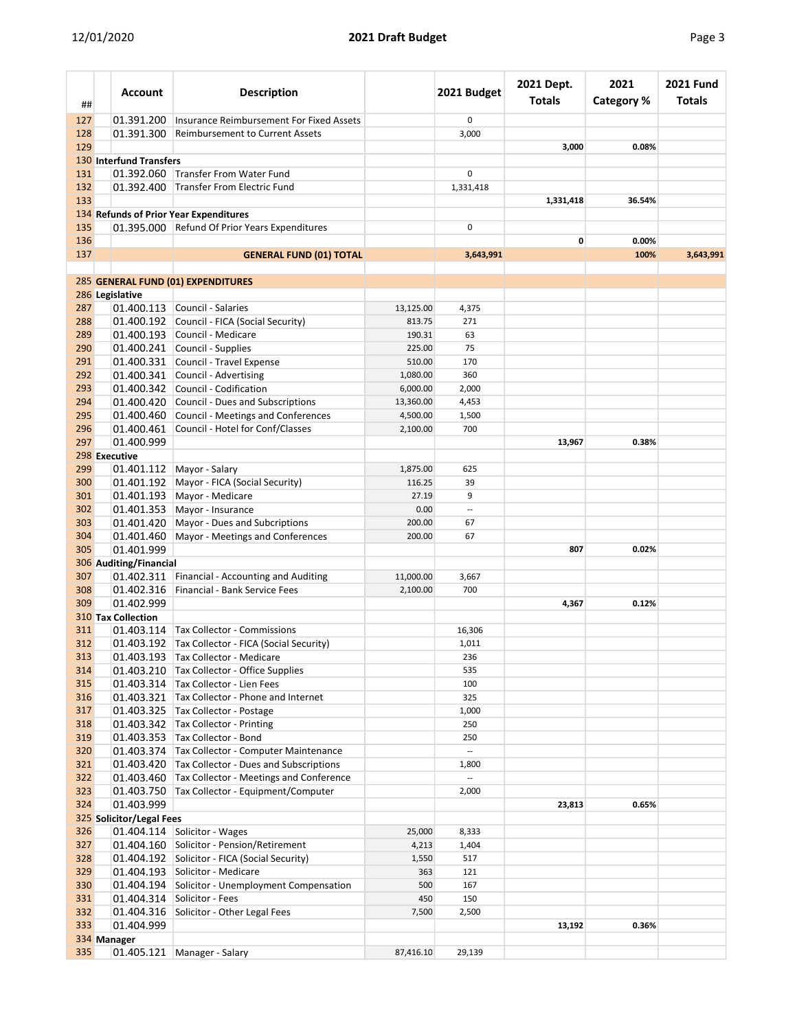| ## | Account | Description | | 2021 Budget | 2021 Dept. Totals | 2021 Category % | 2021 Fund Totals |
|---|---|---|---|---|---|---|---|
| 127 | 01.391.200 | Insurance Reimbursement For Fixed Assets | | 0 | | | |
| 128 | 01.391.300 | Reimbursement to Current Assets | | 3,000 | | | |
| 129 | | | | | **3,000** | **0.08%** | |
| 130 | **Interfund Transfers** | | | | | | |
| 131 | 01.392.060 | Transfer From Water Fund | | 0 | | | |
| 132 | 01.392.400 | Transfer From Electric Fund | | 1,331,418 | | | |
| 133 | | | | | **1,331,418** | **36.54%** | |
| 134 | **Refunds of Prior Year Expenditures** | | | | | | |
| 135 | 01.395.000 | Refund Of Prior Years Expenditures | | 0 | | | |
| 136 | | | | | **0** | **0.00%** | |
| 137 | | **GENERAL FUND (01) TOTAL** | | **3,643,991** | | **100%** | **3,643,991** |
| | | | | | | | |
| 285 | **GENERAL FUND (01) EXPENDITURES** | | | | | | |
| 286 | **Legislative** | | | | | | |
| 287 | 01.400.113 | Council - Salaries | 13,125.00 | 4,375 | | | |
| 288 | 01.400.192 | Council - FICA (Social Security) | 813.75 | 271 | | | |
| 289 | 01.400.193 | Council - Medicare | 190.31 | 63 | | | |
| 290 | 01.400.241 | Council - Supplies | 225.00 | 75 | | | |
| 291 | 01.400.331 | Council - Travel Expense | 510.00 | 170 | | | |
| 292 | 01.400.341 | Council - Advertising | 1,080.00 | 360 | | | |
| 293 | 01.400.342 | Council - Codification | 6,000.00 | 2,000 | | | |
| 294 | 01.400.420 | Council - Dues and Subscriptions | 13,360.00 | 4,453 | | | |
| 295 | 01.400.460 | Council - Meetings and Conferences | 4,500.00 | 1,500 | | | |
| 296 | 01.400.461 | Council - Hotel for Conf/Classes | 2,100.00 | 700 | | | |
| 297 | 01.400.999 | | | | **13,967** | **0.38%** | |
| 298 | **Executive** | | | | | | |
| 299 | 01.401.112 | Mayor - Salary | 1,875.00 | 625 | | | |
| 300 | 01.401.192 | Mayor - FICA (Social Security) | 116.25 | 39 | | | |
| 301 | 01.401.193 | Mayor - Medicare | 27.19 | 9 | | | |
| 302 | 01.401.353 | Mayor - Insurance | 0.00 | -- | | | |
| 303 | 01.401.420 | Mayor - Dues and Subcriptions | 200.00 | 67 | | | |
| 304 | 01.401.460 | Mayor - Meetings and Conferences | 200.00 | 67 | | | |
| 305 | 01.401.999 | | | | **807** | **0.02%** | |
| 306 | **Auditing/Financial** | | | | | | |
| 307 | 01.402.311 | Financial - Accounting and Auditing | 11,000.00 | 3,667 | | | |
| 308 | 01.402.316 | Financial - Bank Service Fees | 2,100.00 | 700 | | | |
| 309 | 01.402.999 | | | | **4,367** | **0.12%** | |
| 310 | **Tax Collection** | | | | | | |
| 311 | 01.403.114 | Tax Collector - Commissions | | 16,306 | | | |
| 312 | 01.403.192 | Tax Collector - FICA (Social Security) | | 1,011 | | | |
| 313 | 01.403.193 | Tax Collector - Medicare | | 236 | | | |
| 314 | 01.403.210 | Tax Collector - Office Supplies | | 535 | | | |
| 315 | 01.403.314 | Tax Collector - Lien Fees | | 100 | | | |
| 316 | 01.403.321 | Tax Collector - Phone and Internet | | 325 | | | |
| 317 | 01.403.325 | Tax Collector - Postage | | 1,000 | | | |
| 318 | 01.403.342 | Tax Collector - Printing | | 250 | | | |
| 319 | 01.403.353 | Tax Collector - Bond | | 250 | | | |
| 320 | 01.403.374 | Tax Collector - Computer Maintenance | | -- | | | |
| 321 | 01.403.420 | Tax Collector - Dues and Subscriptions | | 1,800 | | | |
| 322 | 01.403.460 | Tax Collector - Meetings and Conference | | -- | | | |
| 323 | 01.403.750 | Tax Collector - Equipment/Computer | | 2,000 | | | |
| 324 | 01.403.999 | | | | **23,813** | **0.65%** | |
| 325 | **Solicitor/Legal Fees** | | | | | | |
| 326 | 01.404.114 | Solicitor - Wages | 25,000 | 8,333 | | | |
| 327 | 01.404.160 | Solicitor - Pension/Retirement | 4,213 | 1,404 | | | |
| 328 | 01.404.192 | Solicitor - FICA (Social Security) | 1,550 | 517 | | | |
| 329 | 01.404.193 | Solicitor - Medicare | 363 | 121 | | | |
| 330 | 01.404.194 | Solicitor - Unemployment Compensation | 500 | 167 | | | |
| 331 | 01.404.314 | Solicitor - Fees | 450 | 150 | | | |
| 332 | 01.404.316 | Solicitor - Other Legal Fees | 7,500 | 2,500 | | | |
| 333 | 01.404.999 | | | | **13,192** | **0.36%** | |
| 334 | **Manager** | | | | | | |
| 335 | 01.405.121 | Manager - Salary | 87,416.10 | 29,139 | | | |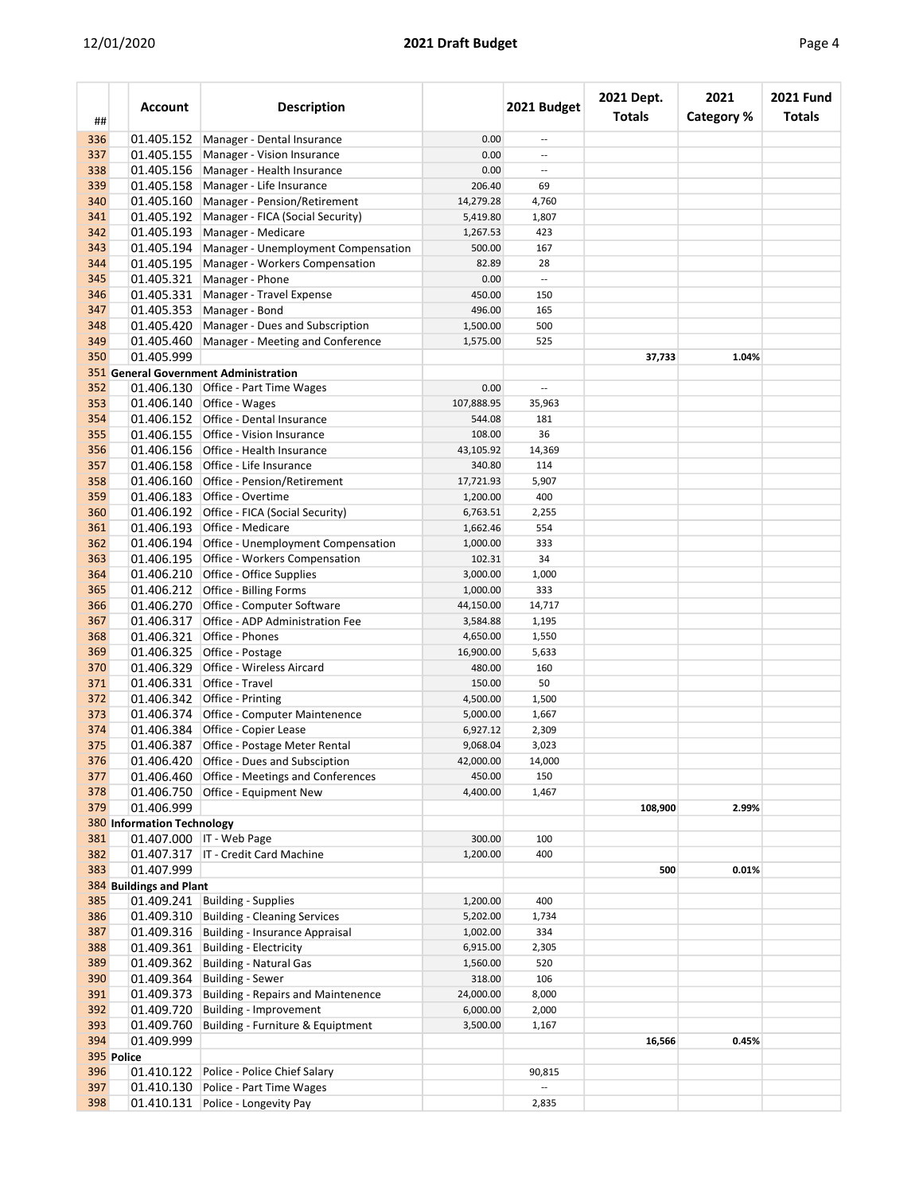| ## | Account | Description | | 2021 Budget | 2021 Dept. Totals | 2021 Category % | 2021 Fund Totals |
|---|---|---|---|---|---|---|---|
| 336 | 01.405.152 | Manager - Dental Insurance | 0.00 | -- | | | |
| 337 | 01.405.155 | Manager - Vision Insurance | 0.00 | -- | | | |
| 338 | 01.405.156 | Manager - Health Insurance | 0.00 | -- | | | |
| 339 | 01.405.158 | Manager - Life Insurance | 206.40 | 69 | | | |
| 340 | 01.405.160 | Manager - Pension/Retirement | 14,279.28 | 4,760 | | | |
| 341 | 01.405.192 | Manager - FICA (Social Security) | 5,419.80 | 1,807 | | | |
| 342 | 01.405.193 | Manager - Medicare | 1,267.53 | 423 | | | |
| 343 | 01.405.194 | Manager - Unemployment Compensation | 500.00 | 167 | | | |
| 344 | 01.405.195 | Manager - Workers Compensation | 82.89 | 28 | | | |
| 345 | 01.405.321 | Manager - Phone | 0.00 | -- | | | |
| 346 | 01.405.331 | Manager - Travel Expense | 450.00 | 150 | | | |
| 347 | 01.405.353 | Manager - Bond | 496.00 | 165 | | | |
| 348 | 01.405.420 | Manager - Dues and Subscription | 1,500.00 | 500 | | | |
| 349 | 01.405.460 | Manager - Meeting and Conference | 1,575.00 | 525 | | | |
| 350 | 01.405.999 | | | | 37,733 | 1.04% | |
| 351 | **General Government Administration** | | | | | | |
| 352 | 01.406.130 | Office - Part Time Wages | 0.00 | -- | | | |
| 353 | 01.406.140 | Office - Wages | 107,888.95 | 35,963 | | | |
| 354 | 01.406.152 | Office - Dental Insurance | 544.08 | 181 | | | |
| 355 | 01.406.155 | Office - Vision Insurance | 108.00 | 36 | | | |
| 356 | 01.406.156 | Office - Health Insurance | 43,105.92 | 14,369 | | | |
| 357 | 01.406.158 | Office - Life Insurance | 340.80 | 114 | | | |
| 358 | 01.406.160 | Office - Pension/Retirement | 17,721.93 | 5,907 | | | |
| 359 | 01.406.183 | Office - Overtime | 1,200.00 | 400 | | | |
| 360 | 01.406.192 | Office - FICA (Social Security) | 6,763.51 | 2,255 | | | |
| 361 | 01.406.193 | Office - Medicare | 1,662.46 | 554 | | | |
| 362 | 01.406.194 | Office - Unemployment Compensation | 1,000.00 | 333 | | | |
| 363 | 01.406.195 | Office - Workers Compensation | 102.31 | 34 | | | |
| 364 | 01.406.210 | Office - Office Supplies | 3,000.00 | 1,000 | | | |
| 365 | 01.406.212 | Office - Billing Forms | 1,000.00 | 333 | | | |
| 366 | 01.406.270 | Office - Computer Software | 44,150.00 | 14,717 | | | |
| 367 | 01.406.317 | Office - ADP Administration Fee | 3,584.88 | 1,195 | | | |
| 368 | 01.406.321 | Office - Phones | 4,650.00 | 1,550 | | | |
| 369 | 01.406.325 | Office - Postage | 16,900.00 | 5,633 | | | |
| 370 | 01.406.329 | Office - Wireless Aircard | 480.00 | 160 | | | |
| 371 | 01.406.331 | Office - Travel | 150.00 | 50 | | | |
| 372 | 01.406.342 | Office - Printing | 4,500.00 | 1,500 | | | |
| 373 | 01.406.374 | Office - Computer Maintenence | 5,000.00 | 1,667 | | | |
| 374 | 01.406.384 | Office - Copier Lease | 6,927.12 | 2,309 | | | |
| 375 | 01.406.387 | Office - Postage Meter Rental | 9,068.04 | 3,023 | | | |
| 376 | 01.406.420 | Office - Dues and Subsciption | 42,000.00 | 14,000 | | | |
| 377 | 01.406.460 | Office - Meetings and Conferences | 450.00 | 150 | | | |
| 378 | 01.406.750 | Office - Equipment New | 4,400.00 | 1,467 | | | |
| 379 | 01.406.999 | | | | 108,900 | 2.99% | |
| 380 | **Information Technology** | | | | | | |
| 381 | 01.407.000 | IT - Web Page | 300.00 | 100 | | | |
| 382 | 01.407.317 | IT - Credit Card Machine | 1,200.00 | 400 | | | |
| 383 | 01.407.999 | | | | 500 | 0.01% | |
| 384 | **Buildings and Plant** | | | | | | |
| 385 | 01.409.241 | Building - Supplies | 1,200.00 | 400 | | | |
| 386 | 01.409.310 | Building - Cleaning Services | 5,202.00 | 1,734 | | | |
| 387 | 01.409.316 | Building - Insurance Appraisal | 1,002.00 | 334 | | | |
| 388 | 01.409.361 | Building - Electricity | 6,915.00 | 2,305 | | | |
| 389 | 01.409.362 | Building - Natural Gas | 1,560.00 | 520 | | | |
| 390 | 01.409.364 | Building - Sewer | 318.00 | 106 | | | |
| 391 | 01.409.373 | Building - Repairs and Maintenence | 24,000.00 | 8,000 | | | |
| 392 | 01.409.720 | Building - Improvement | 6,000.00 | 2,000 | | | |
| 393 | 01.409.760 | Building - Furniture & Equiptment | 3,500.00 | 1,167 | | | |
| 394 | 01.409.999 | | | | 16,566 | 0.45% | |
| 395 | **Police** | | | | | | |
| 396 | 01.410.122 | Police - Police Chief Salary | | 90,815 | | | |
| 397 | 01.410.130 | Police - Part Time Wages | | -- | | | |
| 398 | 01.410.131 | Police - Longevity Pay | | 2,835 | | | |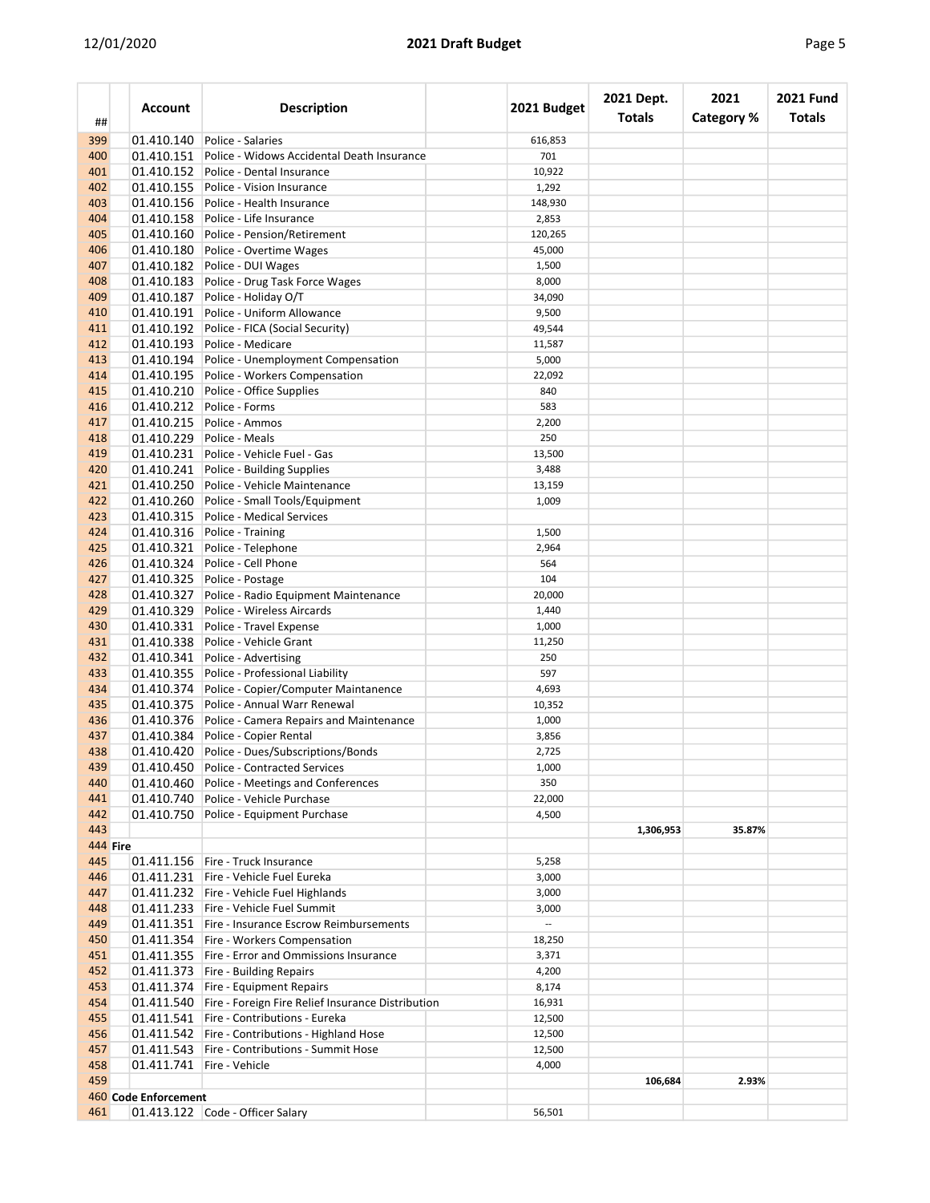| ## | Account | Description | | 2021 Budget | 2021 Dept. Totals | 2021 Category % | 2021 Fund Totals |
|---|---|---|---|---|---|---|---|
| 399 | 01.410.140 | Police - Salaries | | 616,853 | | | |
| 400 | 01.410.151 | Police - Widows Accidental Death Insurance | | 701 | | | |
| 401 | 01.410.152 | Police - Dental Insurance | | 10,922 | | | |
| 402 | 01.410.155 | Police - Vision Insurance | | 1,292 | | | |
| 403 | 01.410.156 | Police - Health Insurance | | 148,930 | | | |
| 404 | 01.410.158 | Police - Life Insurance | | 2,853 | | | |
| 405 | 01.410.160 | Police - Pension/Retirement | | 120,265 | | | |
| 406 | 01.410.180 | Police - Overtime Wages | | 45,000 | | | |
| 407 | 01.410.182 | Police - DUI Wages | | 1,500 | | | |
| 408 | 01.410.183 | Police - Drug Task Force Wages | | 8,000 | | | |
| 409 | 01.410.187 | Police - Holiday O/T | | 34,090 | | | |
| 410 | 01.410.191 | Police - Uniform Allowance | | 9,500 | | | |
| 411 | 01.410.192 | Police - FICA (Social Security) | | 49,544 | | | |
| 412 | 01.410.193 | Police - Medicare | | 11,587 | | | |
| 413 | 01.410.194 | Police - Unemployment Compensation | | 5,000 | | | |
| 414 | 01.410.195 | Police - Workers Compensation | | 22,092 | | | |
| 415 | 01.410.210 | Police - Office Supplies | | 840 | | | |
| 416 | 01.410.212 | Police - Forms | | 583 | | | |
| 417 | 01.410.215 | Police - Ammos | | 2,200 | | | |
| 418 | 01.410.229 | Police - Meals | | 250 | | | |
| 419 | 01.410.231 | Police - Vehicle Fuel - Gas | | 13,500 | | | |
| 420 | 01.410.241 | Police - Building Supplies | | 3,488 | | | |
| 421 | 01.410.250 | Police - Vehicle Maintenance | | 13,159 | | | |
| 422 | 01.410.260 | Police - Small Tools/Equipment | | 1,009 | | | |
| 423 | 01.410.315 | Police - Medical Services | | | | | |
| 424 | 01.410.316 | Police - Training | | 1,500 | | | |
| 425 | 01.410.321 | Police - Telephone | | 2,964 | | | |
| 426 | 01.410.324 | Police - Cell Phone | | 564 | | | |
| 427 | 01.410.325 | Police - Postage | | 104 | | | |
| 428 | 01.410.327 | Police - Radio Equipment Maintenance | | 20,000 | | | |
| 429 | 01.410.329 | Police - Wireless Aircards | | 1,440 | | | |
| 430 | 01.410.331 | Police - Travel Expense | | 1,000 | | | |
| 431 | 01.410.338 | Police - Vehicle Grant | | 11,250 | | | |
| 432 | 01.410.341 | Police - Advertising | | 250 | | | |
| 433 | 01.410.355 | Police - Professional Liability | | 597 | | | |
| 434 | 01.410.374 | Police - Copier/Computer Maintanence | | 4,693 | | | |
| 435 | 01.410.375 | Police - Annual Warr Renewal | | 10,352 | | | |
| 436 | 01.410.376 | Police - Camera Repairs and Maintenance | | 1,000 | | | |
| 437 | 01.410.384 | Police - Copier Rental | | 3,856 | | | |
| 438 | 01.410.420 | Police - Dues/Subscriptions/Bonds | | 2,725 | | | |
| 439 | 01.410.450 | Police - Contracted Services | | 1,000 | | | |
| 440 | 01.410.460 | Police - Meetings and Conferences | | 350 | | | |
| 441 | 01.410.740 | Police - Vehicle Purchase | | 22,000 | | | |
| 442 | 01.410.750 | Police - Equipment Purchase | | 4,500 | | | |
| 443 | | | | | **1,306,953** | **35.87%** | |
| 444 | **Fire** | | | | | | |
| 445 | 01.411.156 | Fire - Truck Insurance | | 5,258 | | | |
| 446 | 01.411.231 | Fire - Vehicle Fuel Eureka | | 3,000 | | | |
| 447 | 01.411.232 | Fire - Vehicle Fuel Highlands | | 3,000 | | | |
| 448 | 01.411.233 | Fire - Vehicle Fuel Summit | | 3,000 | | | |
| 449 | 01.411.351 | Fire - Insurance Escrow Reimbursements | | -- | | | |
| 450 | 01.411.354 | Fire - Workers Compensation | | 18,250 | | | |
| 451 | 01.411.355 | Fire - Error and Ommissions Insurance | | 3,371 | | | |
| 452 | 01.411.373 | Fire - Building Repairs | | 4,200 | | | |
| 453 | 01.411.374 | Fire - Equipment Repairs | | 8,174 | | | |
| 454 | 01.411.540 | Fire - Foreign Fire Relief Insurance Distribution | | 16,931 | | | |
| 455 | 01.411.541 | Fire - Contributions - Eureka | | 12,500 | | | |
| 456 | 01.411.542 | Fire - Contributions - Highland Hose | | 12,500 | | | |
| 457 | 01.411.543 | Fire - Contributions - Summit Hose | | 12,500 | | | |
| 458 | 01.411.741 | Fire - Vehicle | | 4,000 | | | |
| 459 | | | | | **106,684** | **2.93%** | |
| 460 | **Code Enforcement** | | | | | | |
| 461 | 01.413.122 | Code - Officer Salary | | 56,501 | | | |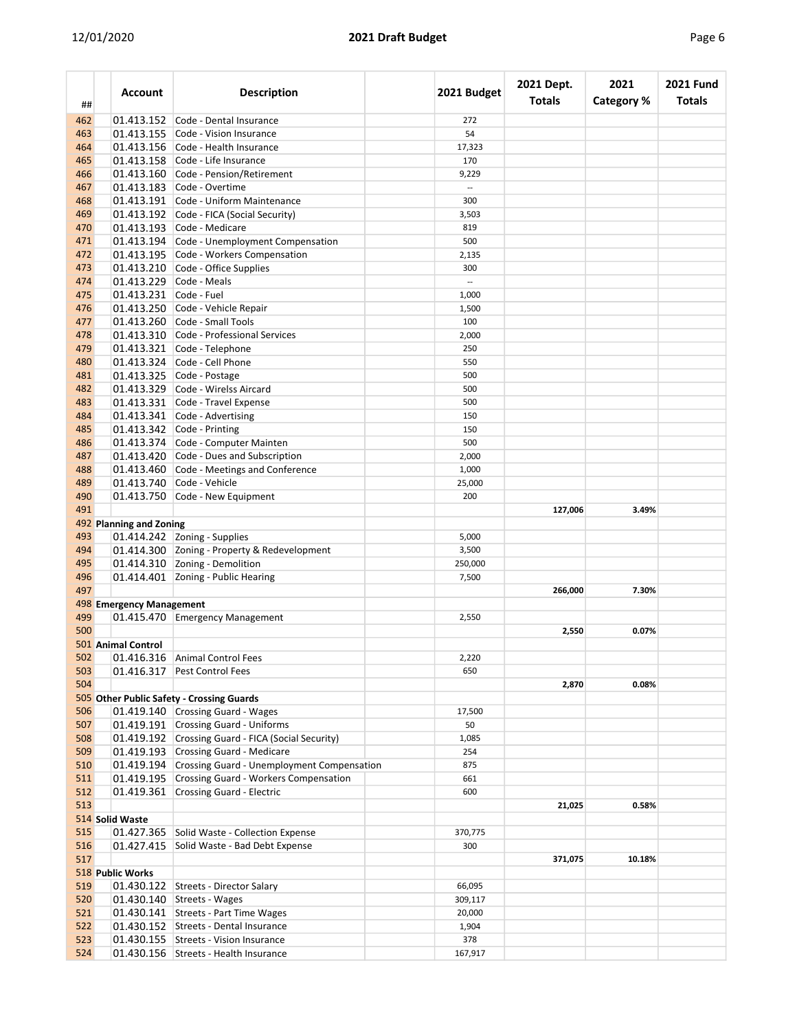| ## | Account | Description | | 2021 Budget | 2021 Dept. Totals | 2021 Category % | 2021 Fund Totals |
|---|---|---|---|---|---|---|---|
| 462 | 01.413.152 | Code - Dental Insurance | | 272 | | | |
| 463 | 01.413.155 | Code - Vision Insurance | | 54 | | | |
| 464 | 01.413.156 | Code - Health Insurance | | 17,323 | | | |
| 465 | 01.413.158 | Code - Life Insurance | | 170 | | | |
| 466 | 01.413.160 | Code - Pension/Retirement | | 9,229 | | | |
| 467 | 01.413.183 | Code - Overtime | | -- | | | |
| 468 | 01.413.191 | Code - Uniform Maintenance | | 300 | | | |
| 469 | 01.413.192 | Code - FICA (Social Security) | | 3,503 | | | |
| 470 | 01.413.193 | Code - Medicare | | 819 | | | |
| 471 | 01.413.194 | Code - Unemployment Compensation | | 500 | | | |
| 472 | 01.413.195 | Code - Workers Compensation | | 2,135 | | | |
| 473 | 01.413.210 | Code - Office Supplies | | 300 | | | |
| 474 | 01.413.229 | Code - Meals | | -- | | | |
| 475 | 01.413.231 | Code - Fuel | | 1,000 | | | |
| 476 | 01.413.250 | Code - Vehicle Repair | | 1,500 | | | |
| 477 | 01.413.260 | Code - Small Tools | | 100 | | | |
| 478 | 01.413.310 | Code - Professional Services | | 2,000 | | | |
| 479 | 01.413.321 | Code - Telephone | | 250 | | | |
| 480 | 01.413.324 | Code - Cell Phone | | 550 | | | |
| 481 | 01.413.325 | Code - Postage | | 500 | | | |
| 482 | 01.413.329 | Code - Wirelss Aircard | | 500 | | | |
| 483 | 01.413.331 | Code - Travel Expense | | 500 | | | |
| 484 | 01.413.341 | Code - Advertising | | 150 | | | |
| 485 | 01.413.342 | Code - Printing | | 150 | | | |
| 486 | 01.413.374 | Code - Computer Mainten | | 500 | | | |
| 487 | 01.413.420 | Code - Dues and Subscription | | 2,000 | | | |
| 488 | 01.413.460 | Code - Meetings and Conference | | 1,000 | | | |
| 489 | 01.413.740 | Code - Vehicle | | 25,000 | | | |
| 490 | 01.413.750 | Code - New Equipment | | 200 | | | |
| 491 | | | | | **127,006** | **3.49%** | |
| 492 | **Planning and Zoning** | | | | | | |
| 493 | 01.414.242 | Zoning - Supplies | | 5,000 | | | |
| 494 | 01.414.300 | Zoning - Property & Redevelopment | | 3,500 | | | |
| 495 | 01.414.310 | Zoning - Demolition | | 250,000 | | | |
| 496 | 01.414.401 | Zoning - Public Hearing | | 7,500 | | | |
| 497 | | | | | **266,000** | **7.30%** | |
| 498 | **Emergency Management** | | | | | | |
| 499 | 01.415.470 | Emergency Management | | 2,550 | | | |
| 500 | | | | | **2,550** | **0.07%** | |
| 501 | **Animal Control** | | | | | | |
| 502 | 01.416.316 | Animal Control Fees | | 2,220 | | | |
| 503 | 01.416.317 | Pest Control Fees | | 650 | | | |
| 504 | | | | | **2,870** | **0.08%** | |
| 505 | **Other Public Safety - Crossing Guards** | | | | | | |
| 506 | 01.419.140 | Crossing Guard - Wages | | 17,500 | | | |
| 507 | 01.419.191 | Crossing Guard - Uniforms | | 50 | | | |
| 508 | 01.419.192 | Crossing Guard - FICA (Social Security) | | 1,085 | | | |
| 509 | 01.419.193 | Crossing Guard - Medicare | | 254 | | | |
| 510 | 01.419.194 | Crossing Guard - Unemployment Compensation | | 875 | | | |
| 511 | 01.419.195 | Crossing Guard - Workers Compensation | | 661 | | | |
| 512 | 01.419.361 | Crossing Guard - Electric | | 600 | | | |
| 513 | | | | | **21,025** | **0.58%** | |
| 514 | **Solid Waste** | | | | | | |
| 515 | 01.427.365 | Solid Waste - Collection Expense | | 370,775 | | | |
| 516 | 01.427.415 | Solid Waste - Bad Debt Expense | | 300 | | | |
| 517 | | | | | **371,075** | **10.18%** | |
| 518 | **Public Works** | | | | | | |
| 519 | 01.430.122 | Streets - Director Salary | | 66,095 | | | |
| 520 | 01.430.140 | Streets - Wages | | 309,117 | | | |
| 521 | 01.430.141 | Streets - Part Time Wages | | 20,000 | | | |
| 522 | 01.430.152 | Streets - Dental Insurance | | 1,904 | | | |
| 523 | 01.430.155 | Streets - Vision Insurance | | 378 | | | |
| 524 | 01.430.156 | Streets - Health Insurance | | 167,917 | | | |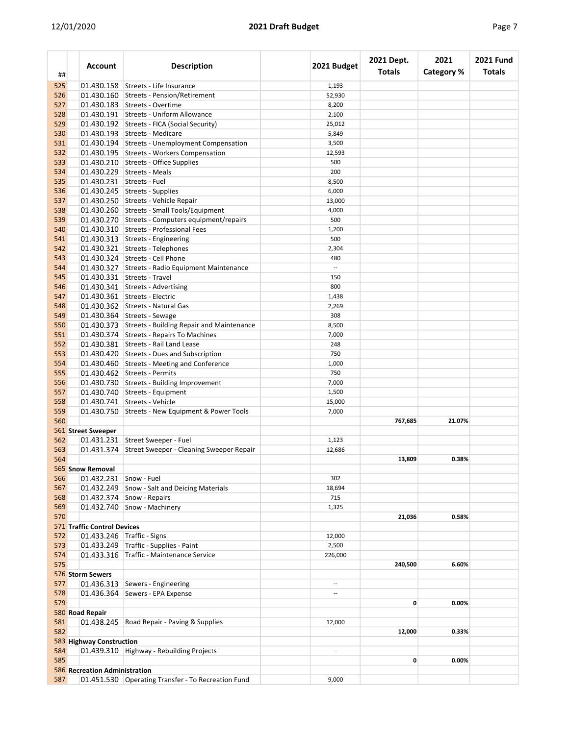| ## | Account | Description | | 2021 Budget | 2021 Dept. Totals | 2021 Category % | 2021 Fund Totals |
|---|---|---|---|---|---|---|---|
| 525 | 01.430.158 | Streets - Life Insurance | | 1,193 | | | |
| 526 | 01.430.160 | Streets - Pension/Retirement | | 52,930 | | | |
| 527 | 01.430.183 | Streets - Overtime | | 8,200 | | | |
| 528 | 01.430.191 | Streets - Uniform Allowance | | 2,100 | | | |
| 529 | 01.430.192 | Streets - FICA (Social Security) | | 25,012 | | | |
| 530 | 01.430.193 | Streets - Medicare | | 5,849 | | | |
| 531 | 01.430.194 | Streets - Unemployment Compensation | | 3,500 | | | |
| 532 | 01.430.195 | Streets - Workers Compensation | | 12,593 | | | |
| 533 | 01.430.210 | Streets - Office Supplies | | 500 | | | |
| 534 | 01.430.229 | Streets - Meals | | 200 | | | |
| 535 | 01.430.231 | Streets - Fuel | | 8,500 | | | |
| 536 | 01.430.245 | Streets - Supplies | | 6,000 | | | |
| 537 | 01.430.250 | Streets - Vehicle Repair | | 13,000 | | | |
| 538 | 01.430.260 | Streets - Small Tools/Equipment | | 4,000 | | | |
| 539 | 01.430.270 | Streets - Computers equipment/repairs | | 500 | | | |
| 540 | 01.430.310 | Streets - Professional Fees | | 1,200 | | | |
| 541 | 01.430.313 | Streets - Engineering | | 500 | | | |
| 542 | 01.430.321 | Streets - Telephones | | 2,304 | | | |
| 543 | 01.430.324 | Streets - Cell Phone | | 480 | | | |
| 544 | 01.430.327 | Streets - Radio Equipment Maintenance | | -- | | | |
| 545 | 01.430.331 | Streets - Travel | | 150 | | | |
| 546 | 01.430.341 | Streets - Advertising | | 800 | | | |
| 547 | 01.430.361 | Streets - Electric | | 1,438 | | | |
| 548 | 01.430.362 | Streets - Natural Gas | | 2,269 | | | |
| 549 | 01.430.364 | Streets - Sewage | | 308 | | | |
| 550 | 01.430.373 | Streets - Building Repair and Maintenance | | 8,500 | | | |
| 551 | 01.430.374 | Streets - Repairs To Machines | | 7,000 | | | |
| 552 | 01.430.381 | Streets - Rail Land Lease | | 248 | | | |
| 553 | 01.430.420 | Streets - Dues and Subscription | | 750 | | | |
| 554 | 01.430.460 | Streets - Meeting and Conference | | 1,000 | | | |
| 555 | 01.430.462 | Streets - Permits | | 750 | | | |
| 556 | 01.430.730 | Streets - Building Improvement | | 7,000 | | | |
| 557 | 01.430.740 | Streets - Equipment | | 1,500 | | | |
| 558 | 01.430.741 | Streets - Vehicle | | 15,000 | | | |
| 559 | 01.430.750 | Streets - New Equipment & Power Tools | | 7,000 | | | |
| 560 | | | | | **767,685** | **21.07%** | |
| 561 | **Street Sweeper** | | | | | | |
| 562 | 01.431.231 | Street Sweeper - Fuel | | 1,123 | | | |
| 563 | 01.431.374 | Street Sweeper - Cleaning Sweeper Repair | | 12,686 | | | |
| 564 | | | | | **13,809** | **0.38%** | |
| 565 | **Snow Removal** | | | | | | |
| 566 | 01.432.231 | Snow - Fuel | | 302 | | | |
| 567 | 01.432.249 | Snow - Salt and Deicing Materials | | 18,694 | | | |
| 568 | 01.432.374 | Snow - Repairs | | 715 | | | |
| 569 | 01.432.740 | Snow - Machinery | | 1,325 | | | |
| 570 | | | | | **21,036** | **0.58%** | |
| 571 | **Traffic Control Devices** | | | | | | |
| 572 | 01.433.246 | Traffic - Signs | | 12,000 | | | |
| 573 | 01.433.249 | Traffic - Supplies - Paint | | 2,500 | | | |
| 574 | 01.433.316 | Traffic - Maintenance Service | | 226,000 | | | |
| 575 | | | | | **240,500** | **6.60%** | |
| 576 | **Storm Sewers** | | | | | | |
| 577 | 01.436.313 | Sewers - Engineering | | -- | | | |
| 578 | 01.436.364 | Sewers - EPA Expense | | -- | | | |
| 579 | | | | | **0** | **0.00%** | |
| 580 | **Road Repair** | | | | | | |
| 581 | 01.438.245 | Road Repair - Paving & Supplies | | 12,000 | | | |
| 582 | | | | | **12,000** | **0.33%** | |
| 583 | **Highway Construction** | | | | | | |
| 584 | 01.439.310 | Highway - Rebuilding Projects | | -- | | | |
| 585 | | | | | **0** | **0.00%** | |
| 586 | **Recreation Administration** | | | | | | |
| 587 | 01.451.530 | Operating Transfer - To Recreation Fund | | 9,000 | | | |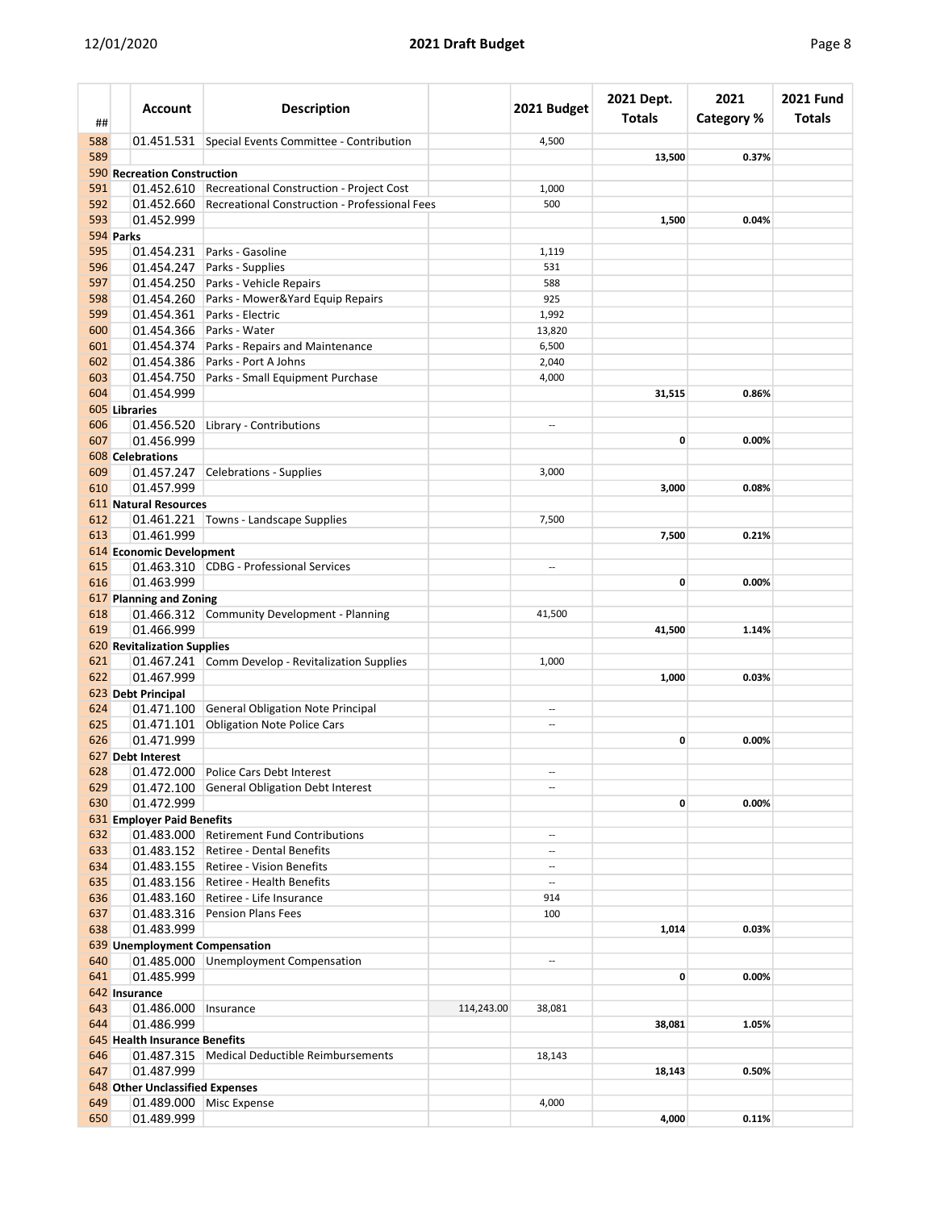| ## | Account | Description | | 2021 Budget | 2021 Dept. Totals | 2021 Category % | 2021 Fund Totals |
|---|---|---|---|---|---|---|---|
| 588 | 01.451.531 | Special Events Committee - Contribution | | 4,500 | | | |
| 589 | | | | | **13,500** | **0.37%** | |
| 590 | **Recreation Construction** | | | | | | |
| 591 | 01.452.610 | Recreational Construction - Project Cost | | 1,000 | | | |
| 592 | 01.452.660 | Recreational Construction - Professional Fees | | 500 | | | |
| 593 | 01.452.999 | | | | **1,500** | **0.04%** | |
| 594 | **Parks** | | | | | | |
| 595 | 01.454.231 | Parks - Gasoline | | 1,119 | | | |
| 596 | 01.454.247 | Parks - Supplies | | 531 | | | |
| 597 | 01.454.250 | Parks - Vehicle Repairs | | 588 | | | |
| 598 | 01.454.260 | Parks - Mower&Yard Equip Repairs | | 925 | | | |
| 599 | 01.454.361 | Parks - Electric | | 1,992 | | | |
| 600 | 01.454.366 | Parks - Water | | 13,820 | | | |
| 601 | 01.454.374 | Parks - Repairs and Maintenance | | 6,500 | | | |
| 602 | 01.454.386 | Parks - Port A Johns | | 2,040 | | | |
| 603 | 01.454.750 | Parks - Small Equipment Purchase | | 4,000 | | | |
| 604 | 01.454.999 | | | | **31,515** | **0.86%** | |
| 605 | **Libraries** | | | | | | |
| 606 | 01.456.520 | Library - Contributions | | -- | | | |
| 607 | 01.456.999 | | | | **0** | **0.00%** | |
| 608 | **Celebrations** | | | | | | |
| 609 | 01.457.247 | Celebrations - Supplies | | 3,000 | | | |
| 610 | 01.457.999 | | | | **3,000** | **0.08%** | |
| 611 | **Natural Resources** | | | | | | |
| 612 | 01.461.221 | Towns - Landscape Supplies | | 7,500 | | | |
| 613 | 01.461.999 | | | | **7,500** | **0.21%** | |
| 614 | **Economic Development** | | | | | | |
| 615 | 01.463.310 | CDBG - Professional Services | | -- | | | |
| 616 | 01.463.999 | | | | **0** | **0.00%** | |
| 617 | **Planning and Zoning** | | | | | | |
| 618 | 01.466.312 | Community Development - Planning | | 41,500 | | | |
| 619 | 01.466.999 | | | | **41,500** | **1.14%** | |
| 620 | **Revitalization Supplies** | | | | | | |
| 621 | 01.467.241 | Comm Develop - Revitalization Supplies | | 1,000 | | | |
| 622 | 01.467.999 | | | | **1,000** | **0.03%** | |
| 623 | **Debt Principal** | | | | | | |
| 624 | 01.471.100 | General Obligation Note Principal | | -- | | | |
| 625 | 01.471.101 | Obligation Note Police Cars | | -- | | | |
| 626 | 01.471.999 | | | | **0** | **0.00%** | |
| 627 | **Debt Interest** | | | | | | |
| 628 | 01.472.000 | Police Cars Debt Interest | | -- | | | |
| 629 | 01.472.100 | General Obligation Debt Interest | | -- | | | |
| 630 | 01.472.999 | | | | **0** | **0.00%** | |
| 631 | **Employer Paid Benefits** | | | | | | |
| 632 | 01.483.000 | Retirement Fund Contributions | | -- | | | |
| 633 | 01.483.152 | Retiree - Dental Benefits | | -- | | | |
| 634 | 01.483.155 | Retiree - Vision Benefits | | -- | | | |
| 635 | 01.483.156 | Retiree - Health Benefits | | -- | | | |
| 636 | 01.483.160 | Retiree - Life Insurance | | 914 | | | |
| 637 | 01.483.316 | Pension Plans Fees | | 100 | | | |
| 638 | 01.483.999 | | | | **1,014** | **0.03%** | |
| 639 | **Unemployment Compensation** | | | | | | |
| 640 | 01.485.000 | Unemployment Compensation | | -- | | | |
| 641 | 01.485.999 | | | | **0** | **0.00%** | |
| 642 | **Insurance** | | | | | | |
| 643 | 01.486.000 | Insurance | 114,243.00 | 38,081 | | | |
| 644 | 01.486.999 | | | | **38,081** | **1.05%** | |
| 645 | **Health Insurance Benefits** | | | | | | |
| 646 | 01.487.315 | Medical Deductible Reimbursements | | 18,143 | | | |
| 647 | 01.487.999 | | | | **18,143** | **0.50%** | |
| 648 | **Other Unclassified Expenses** | | | | | | |
| 649 | 01.489.000 | Misc Expense | | 4,000 | | | |
| 650 | 01.489.999 | | | | **4,000** | **0.11%** | |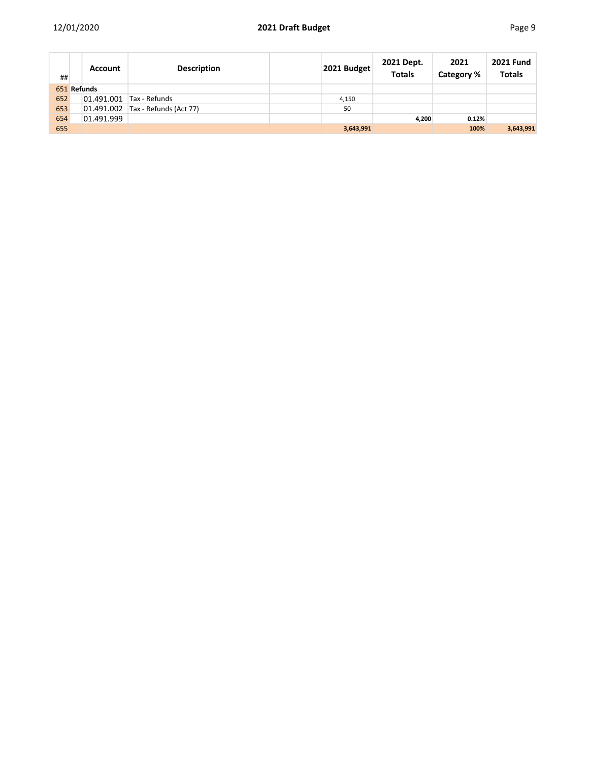| ## | | Account | Description | | 2021 Budget | 2021 Dept. Totals | 2021 Category % | 2021 Fund Totals |
|---|---|---|---|---|---|---|---|---|
| 651 | Refunds | | | | | | | |
| 652 | | 01.491.001 | Tax - Refunds | | 4,150 | | | |
| 653 | | 01.491.002 | Tax - Refunds (Act 77) | | 50 | | | |
| 654 | | 01.491.999 | | | | **4,200** | **0.12%** | |
| 655 | | | | | **3,643,991** | | **100%** | **3,643,991** |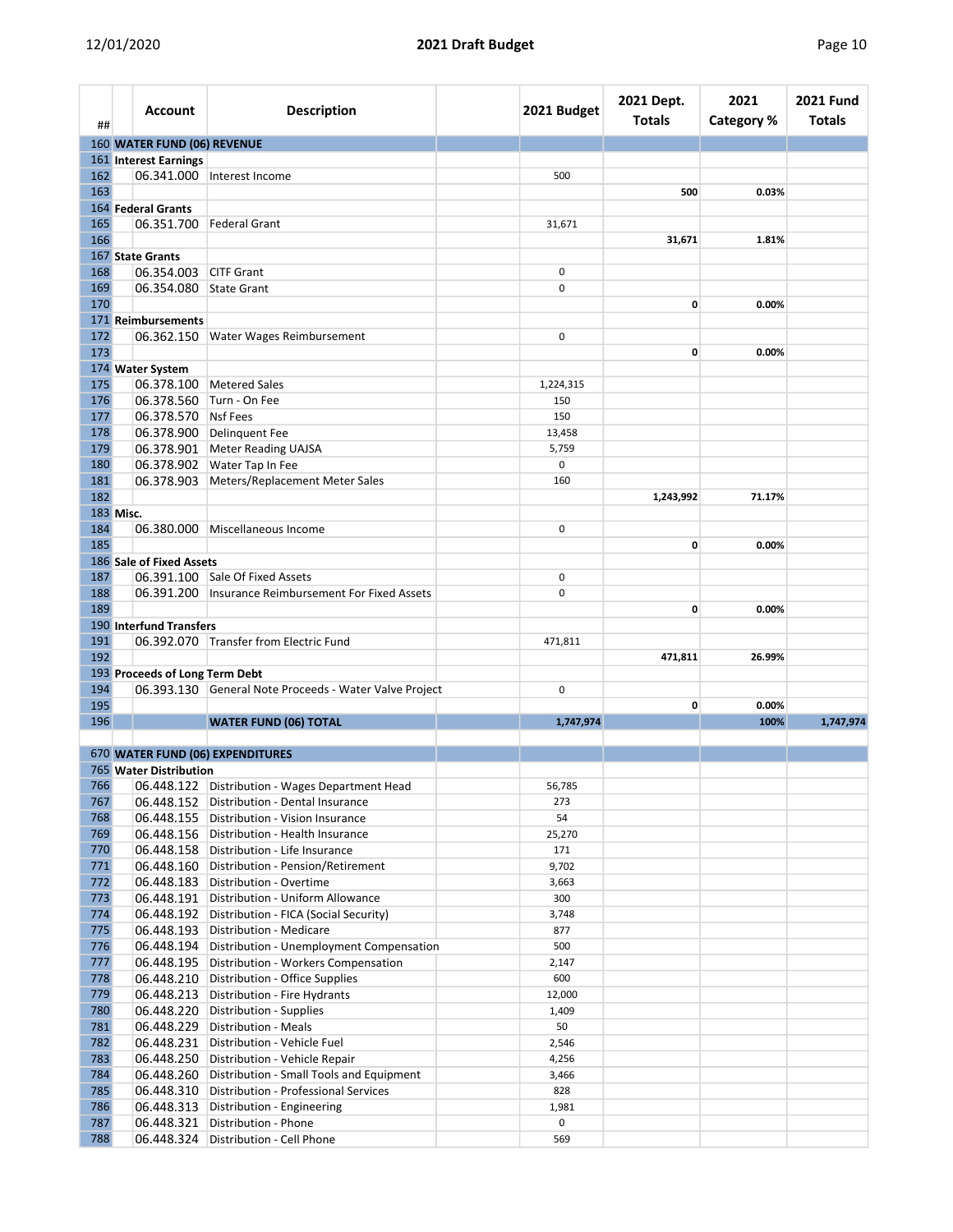| ## | Account | Description | 2021 Budget | 2021 Dept. Totals | 2021 Category % | 2021 Fund Totals |
|---|---|---|---|---|---|---|
| 160 | **WATER FUND (06) REVENUE** | | | | | |
| 161 | **Interest Earnings** | | | | | |
| 162 | 06.341.000 | Interest Income | 500 | | | |
| 163 | | | | **500** | **0.03%** | |
| 164 | **Federal Grants** | | | | | |
| 165 | 06.351.700 | Federal Grant | 31,671 | | | |
| 166 | | | | **31,671** | **1.81%** | |
| 167 | **State Grants** | | | | | |
| 168 | 06.354.003 | CITF Grant | 0 | | | |
| 169 | 06.354.080 | State Grant | 0 | | | |
| 170 | | | | **0** | **0.00%** | |
| 171 | **Reimbursements** | | | | | |
| 172 | 06.362.150 | Water Wages Reimbursement | 0 | | | |
| 173 | | | | **0** | **0.00%** | |
| 174 | **Water System** | | | | | |
| 175 | 06.378.100 | Metered Sales | 1,224,315 | | | |
| 176 | 06.378.560 | Turn - On Fee | 150 | | | |
| 177 | 06.378.570 | Nsf Fees | 150 | | | |
| 178 | 06.378.900 | Delinquent Fee | 13,458 | | | |
| 179 | 06.378.901 | Meter Reading UAJSA | 5,759 | | | |
| 180 | 06.378.902 | Water Tap In Fee | 0 | | | |
| 181 | 06.378.903 | Meters/Replacement Meter Sales | 160 | | | |
| 182 | | | | **1,243,992** | **71.17%** | |
| 183 | **Misc.** | | | | | |
| 184 | 06.380.000 | Miscellaneous Income | 0 | | | |
| 185 | | | | **0** | **0.00%** | |
| 186 | **Sale of Fixed Assets** | | | | | |
| 187 | 06.391.100 | Sale Of Fixed Assets | 0 | | | |
| 188 | 06.391.200 | Insurance Reimbursement For Fixed Assets | 0 | | | |
| 189 | | | | **0** | **0.00%** | |
| 190 | **Interfund Transfers** | | | | | |
| 191 | 06.392.070 | Transfer from Electric Fund | 471,811 | | | |
| 192 | | | | **471,811** | **26.99%** | |
| 193 | **Proceeds of Long Term Debt** | | | | | |
| 194 | 06.393.130 | General Note Proceeds - Water Valve Project | 0 | | | |
| 195 | | | | **0** | **0.00%** | |
| 196 | | **WATER FUND (06) TOTAL** | **1,747,974** | | **100%** | **1,747,974** |
| | | | | | | |
| 670 | **WATER FUND (06) EXPENDITURES** | | | | | |
| 765 | **Water Distribution** | | | | | |
| 766 | 06.448.122 | Distribution - Wages Department Head | 56,785 | | | |
| 767 | 06.448.152 | Distribution - Dental Insurance | 273 | | | |
| 768 | 06.448.155 | Distribution - Vision Insurance | 54 | | | |
| 769 | 06.448.156 | Distribution - Health Insurance | 25,270 | | | |
| 770 | 06.448.158 | Distribution - Life Insurance | 171 | | | |
| 771 | 06.448.160 | Distribution - Pension/Retirement | 9,702 | | | |
| 772 | 06.448.183 | Distribution - Overtime | 3,663 | | | |
| 773 | 06.448.191 | Distribution - Uniform Allowance | 300 | | | |
| 774 | 06.448.192 | Distribution - FICA (Social Security) | 3,748 | | | |
| 775 | 06.448.193 | Distribution - Medicare | 877 | | | |
| 776 | 06.448.194 | Distribution - Unemployment Compensation | 500 | | | |
| 777 | 06.448.195 | Distribution - Workers Compensation | 2,147 | | | |
| 778 | 06.448.210 | Distribution - Office Supplies | 600 | | | |
| 779 | 06.448.213 | Distribution - Fire Hydrants | 12,000 | | | |
| 780 | 06.448.220 | Distribution - Supplies | 1,409 | | | |
| 781 | 06.448.229 | Distribution - Meals | 50 | | | |
| 782 | 06.448.231 | Distribution - Vehicle Fuel | 2,546 | | | |
| 783 | 06.448.250 | Distribution - Vehicle Repair | 4,256 | | | |
| 784 | 06.448.260 | Distribution - Small Tools and Equipment | 3,466 | | | |
| 785 | 06.448.310 | Distribution - Professional Services | 828 | | | |
| 786 | 06.448.313 | Distribution - Engineering | 1,981 | | | |
| 787 | 06.448.321 | Distribution - Phone | 0 | | | |
| 788 | 06.448.324 | Distribution - Cell Phone | 569 | | | |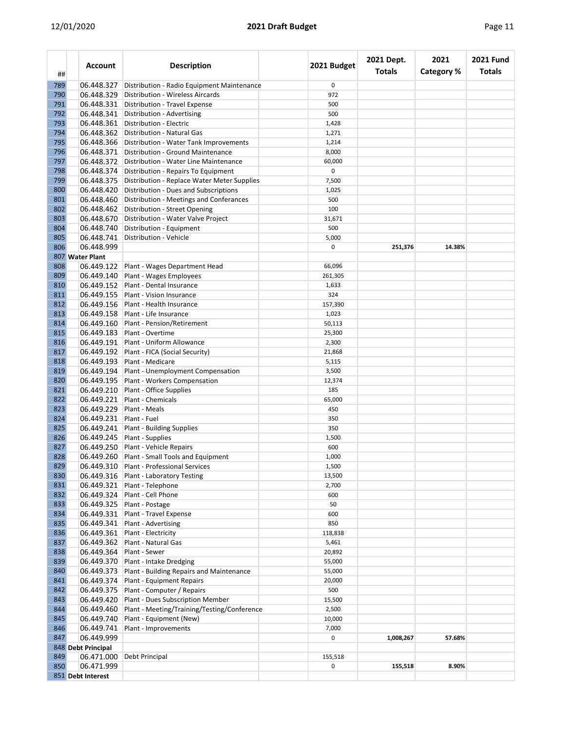| ## | Account | Description | | 2021 Budget | 2021 Dept. Totals | 2021 Category % | 2021 Fund Totals |
|---|---|---|---|---|---|---|---|
| 789 | 06.448.327 | Distribution - Radio Equipment Maintenance | | 0 | | | |
| 790 | 06.448.329 | Distribution - Wireless Aircards | | 972 | | | |
| 791 | 06.448.331 | Distribution - Travel Expense | | 500 | | | |
| 792 | 06.448.341 | Distribution - Advertising | | 500 | | | |
| 793 | 06.448.361 | Distribution - Electric | | 1,428 | | | |
| 794 | 06.448.362 | Distribution - Natural Gas | | 1,271 | | | |
| 795 | 06.448.366 | Distribution - Water Tank Improvements | | 1,214 | | | |
| 796 | 06.448.371 | Distribution - Ground Maintenance | | 8,000 | | | |
| 797 | 06.448.372 | Distribution - Water Line Maintenance | | 60,000 | | | |
| 798 | 06.448.374 | Distribution - Repairs To Equipment | | 0 | | | |
| 799 | 06.448.375 | Distribution - Replace Water Meter Supplies | | 7,500 | | | |
| 800 | 06.448.420 | Distribution - Dues and Subscriptions | | 1,025 | | | |
| 801 | 06.448.460 | Distribution - Meetings and Conferances | | 500 | | | |
| 802 | 06.448.462 | Distribution - Street Opening | | 100 | | | |
| 803 | 06.448.670 | Distribution - Water Valve Project | | 31,671 | | | |
| 804 | 06.448.740 | Distribution - Equipment | | 500 | | | |
| 805 | 06.448.741 | Distribution - Vehicle | | 5,000 | | | |
| 806 | 06.448.999 | | | 0 | **251,376** | **14.38%** | |
| 807 | **Water Plant** | | | | | | |
| 808 | 06.449.122 | Plant - Wages Department Head | | 66,096 | | | |
| 809 | 06.449.140 | Plant - Wages Employees | | 261,305 | | | |
| 810 | 06.449.152 | Plant - Dental Insurance | | 1,633 | | | |
| 811 | 06.449.155 | Plant - Vision Insurance | | 324 | | | |
| 812 | 06.449.156 | Plant - Health Insurance | | 157,390 | | | |
| 813 | 06.449.158 | Plant - Life Insurance | | 1,023 | | | |
| 814 | 06.449.160 | Plant - Pension/Retirement | | 50,113 | | | |
| 815 | 06.449.183 | Plant - Overtime | | 25,300 | | | |
| 816 | 06.449.191 | Plant - Uniform Allowance | | 2,300 | | | |
| 817 | 06.449.192 | Plant - FICA (Social Security) | | 21,868 | | | |
| 818 | 06.449.193 | Plant - Medicare | | 5,115 | | | |
| 819 | 06.449.194 | Plant - Unemployment Compensation | | 3,500 | | | |
| 820 | 06.449.195 | Plant - Workers Compensation | | 12,374 | | | |
| 821 | 06.449.210 | Plant - Office Supplies | | 185 | | | |
| 822 | 06.449.221 | Plant - Chemicals | | 65,000 | | | |
| 823 | 06.449.229 | Plant - Meals | | 450 | | | |
| 824 | 06.449.231 | Plant - Fuel | | 350 | | | |
| 825 | 06.449.241 | Plant - Building Supplies | | 350 | | | |
| 826 | 06.449.245 | Plant - Supplies | | 1,500 | | | |
| 827 | 06.449.250 | Plant - Vehicle Repairs | | 600 | | | |
| 828 | 06.449.260 | Plant - Small Tools and Equipment | | 1,000 | | | |
| 829 | 06.449.310 | Plant - Professional Services | | 1,500 | | | |
| 830 | 06.449.316 | Plant - Laboratory Testing | | 13,500 | | | |
| 831 | 06.449.321 | Plant - Telephone | | 2,700 | | | |
| 832 | 06.449.324 | Plant - Cell Phone | | 600 | | | |
| 833 | 06.449.325 | Plant - Postage | | 50 | | | |
| 834 | 06.449.331 | Plant - Travel Expense | | 600 | | | |
| 835 | 06.449.341 | Plant - Advertising | | 850 | | | |
| 836 | 06.449.361 | Plant - Electricity | | 118,838 | | | |
| 837 | 06.449.362 | Plant - Natural Gas | | 5,461 | | | |
| 838 | 06.449.364 | Plant - Sewer | | 20,892 | | | |
| 839 | 06.449.370 | Plant - Intake Dredging | | 55,000 | | | |
| 840 | 06.449.373 | Plant - Building Repairs and Maintenance | | 55,000 | | | |
| 841 | 06.449.374 | Plant - Equipment Repairs | | 20,000 | | | |
| 842 | 06.449.375 | Plant - Computer / Repairs | | 500 | | | |
| 843 | 06.449.420 | Plant - Dues Subscription Member | | 15,500 | | | |
| 844 | 06.449.460 | Plant - Meeting/Training/Testing/Conference | | 2,500 | | | |
| 845 | 06.449.740 | Plant - Equipment (New) | | 10,000 | | | |
| 846 | 06.449.741 | Plant - Improvements | | 7,000 | | | |
| 847 | 06.449.999 | | | 0 | **1,008,267** | **57.68%** | |
| 848 | **Debt Principal** | | | | | | |
| 849 | 06.471.000 | Debt Principal | | 155,518 | | | |
| 850 | 06.471.999 | | | 0 | **155,518** | **8.90%** | |
| 851 | **Debt Interest** | | | | | | |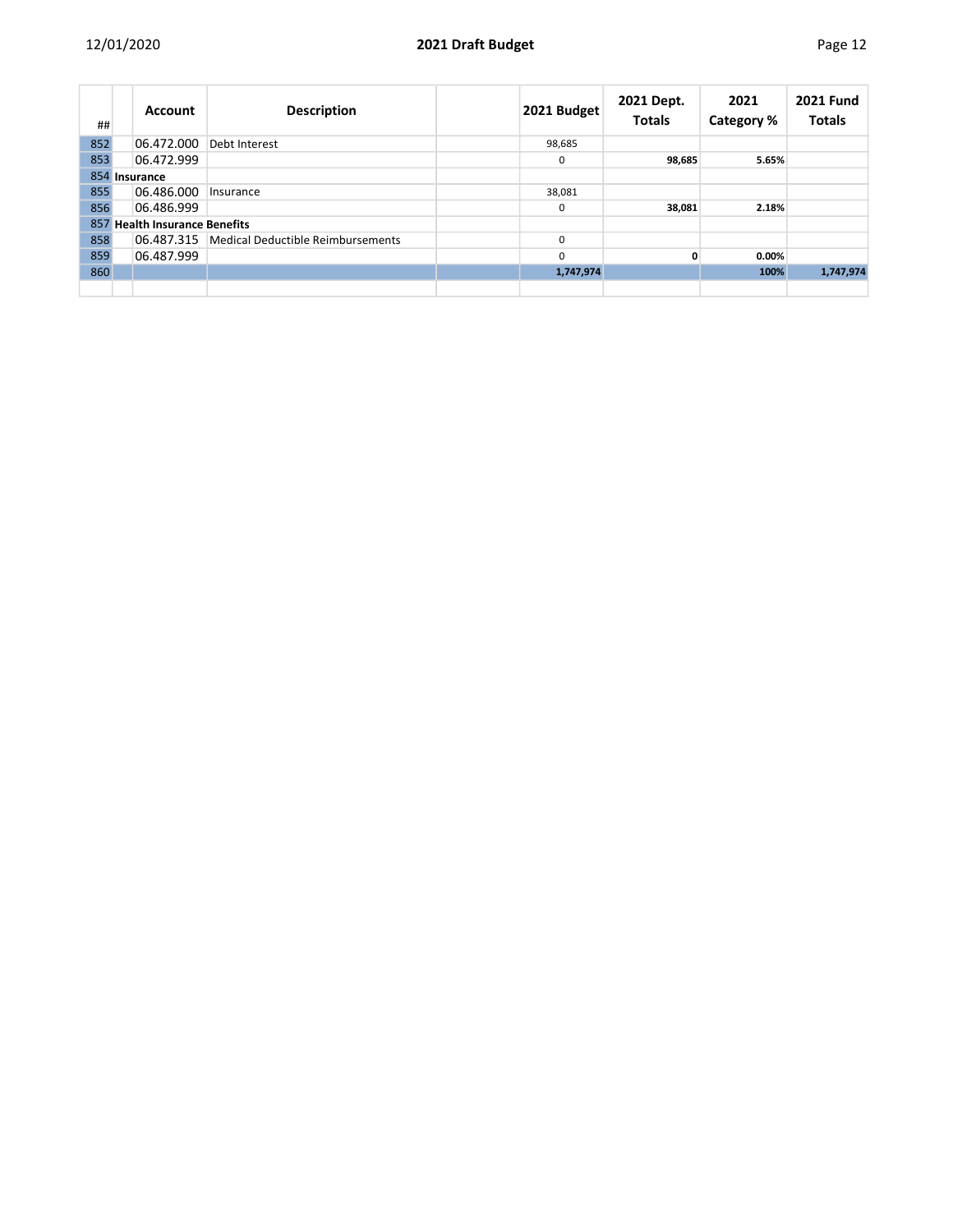| ## | | Account | Description | | 2021 Budget | 2021 Dept. Totals | 2021 Category % | 2021 Fund Totals |
|---|---|---|---|---|---|---|---|---|
| 852 | | 06.472.000 | Debt Interest | | 98,685 | | | |
| 853 | | 06.472.999 | | | 0 | **98,685** | **5.65%** | |
| 854 | **Insurance** | | | | | | | |
| 855 | | 06.486.000 | Insurance | | 38,081 | | | |
| 856 | | 06.486.999 | | | 0 | **38,081** | **2.18%** | |
| 857 | **Health Insurance Benefits** | | | | | | | |
| 858 | | 06.487.315 | Medical Deductible Reimbursements | | 0 | | | |
| 859 | | 06.487.999 | | | 0 | **0** | **0.00%** | |
| 860 | | | | | **1,747,974** | | **100%** | **1,747,974** |
| | | | | | | | | |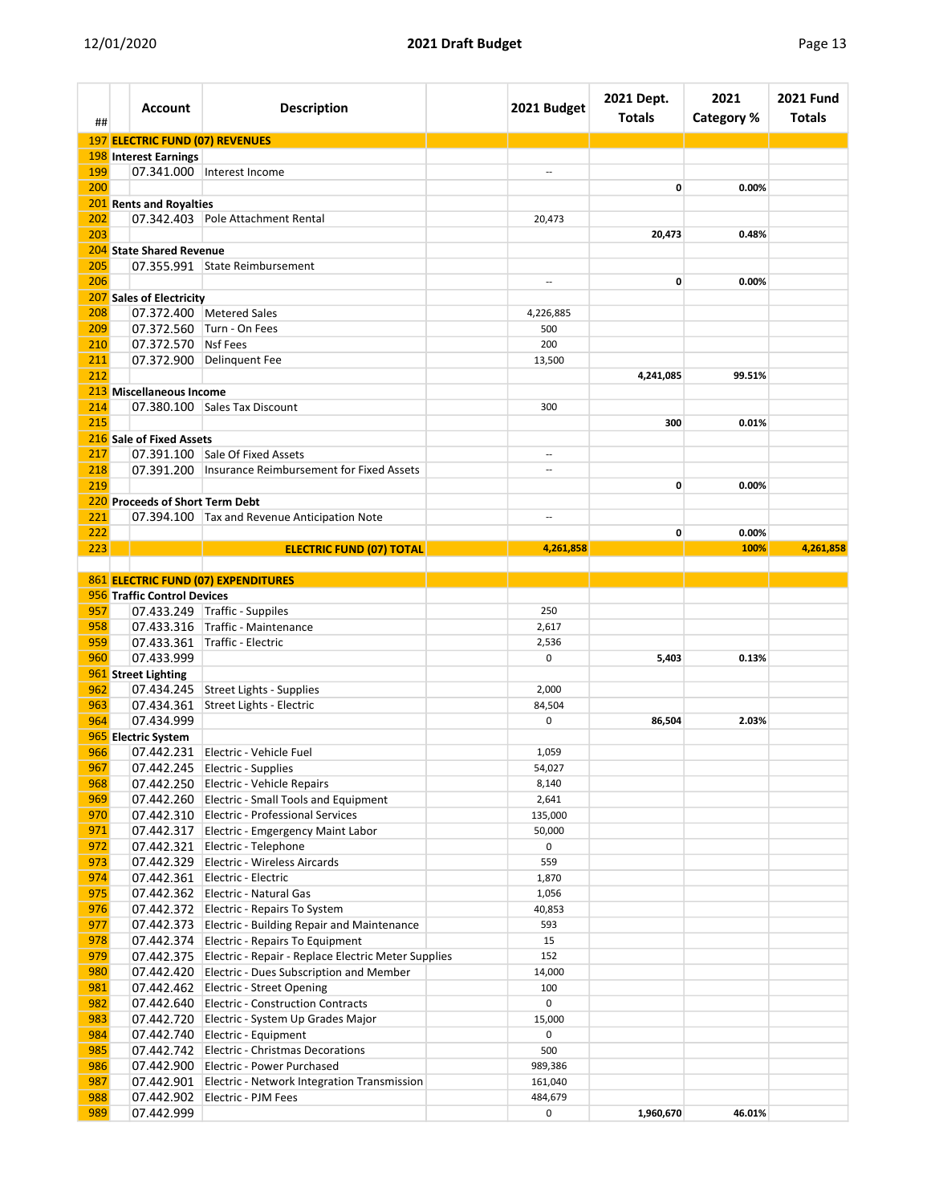| ## | Account | Description | | 2021 Budget | 2021 Dept. Totals | 2021 Category % | 2021 Fund Totals |
|---|---|---|---|---|---|---|---|
| 197 | **ELECTRIC FUND (07) REVENUES** | | | | | | |
| 198 | **Interest Earnings** | | | | | | |
| 199 | 07.341.000 | Interest Income | | -- | | | |
| 200 | | | | | 0 | 0.00% | |
| 201 | **Rents and Royalties** | | | | | | |
| 202 | 07.342.403 | Pole Attachment Rental | | 20,473 | | | |
| 203 | | | | | 20,473 | 0.48% | |
| 204 | **State Shared Revenue** | | | | | | |
| 205 | 07.355.991 | State Reimbursement | | | | | |
| 206 | | | | -- | 0 | 0.00% | |
| 207 | **Sales of Electricity** | | | | | | |
| 208 | 07.372.400 | Metered Sales | | 4,226,885 | | | |
| 209 | 07.372.560 | Turn - On Fees | | 500 | | | |
| 210 | 07.372.570 | Nsf Fees | | 200 | | | |
| 211 | 07.372.900 | Delinquent Fee | | 13,500 | | | |
| 212 | | | | | 4,241,085 | 99.51% | |
| 213 | **Miscellaneous Income** | | | | | | |
| 214 | 07.380.100 | Sales Tax Discount | | 300 | | | |
| 215 | | | | | 300 | 0.01% | |
| 216 | **Sale of Fixed Assets** | | | | | | |
| 217 | 07.391.100 | Sale Of Fixed Assets | | -- | | | |
| 218 | 07.391.200 | Insurance Reimbursement for Fixed Assets | | -- | | | |
| 219 | | | | | 0 | 0.00% | |
| 220 | **Proceeds of Short Term Debt** | | | | | | |
| 221 | 07.394.100 | Tax and Revenue Anticipation Note | | -- | | | |
| 222 | | | | | 0 | 0.00% | |
| 223 | | **ELECTRIC FUND (07) TOTAL** | | **4,261,858** | | **100%** | **4,261,858** |
| | | | | | | | |
| 861 | **ELECTRIC FUND (07) EXPENDITURES** | | | | | | |
| 956 | **Traffic Control Devices** | | | | | | |
| 957 | 07.433.249 | Traffic - Suppiles | | 250 | | | |
| 958 | 07.433.316 | Traffic - Maintenance | | 2,617 | | | |
| 959 | 07.433.361 | Traffic - Electric | | 2,536 | | | |
| 960 | 07.433.999 | | | 0 | 5,403 | 0.13% | |
| 961 | **Street Lighting** | | | | | | |
| 962 | 07.434.245 | Street Lights - Supplies | | 2,000 | | | |
| 963 | 07.434.361 | Street Lights - Electric | | 84,504 | | | |
| 964 | 07.434.999 | | | 0 | 86,504 | 2.03% | |
| 965 | **Electric System** | | | | | | |
| 966 | 07.442.231 | Electric - Vehicle Fuel | | 1,059 | | | |
| 967 | 07.442.245 | Electric - Supplies | | 54,027 | | | |
| 968 | 07.442.250 | Electric - Vehicle Repairs | | 8,140 | | | |
| 969 | 07.442.260 | Electric - Small Tools and Equipment | | 2,641 | | | |
| 970 | 07.442.310 | Electric - Professional Services | | 135,000 | | | |
| 971 | 07.442.317 | Electric - Emgergency Maint Labor | | 50,000 | | | |
| 972 | 07.442.321 | Electric - Telephone | | 0 | | | |
| 973 | 07.442.329 | Electric - Wireless Aircards | | 559 | | | |
| 974 | 07.442.361 | Electric - Electric | | 1,870 | | | |
| 975 | 07.442.362 | Electric - Natural Gas | | 1,056 | | | |
| 976 | 07.442.372 | Electric - Repairs To System | | 40,853 | | | |
| 977 | 07.442.373 | Electric - Building Repair and Maintenance | | 593 | | | |
| 978 | 07.442.374 | Electric - Repairs To Equipment | | 15 | | | |
| 979 | 07.442.375 | Electric - Repair - Replace Electric Meter Supplies | | 152 | | | |
| 980 | 07.442.420 | Electric - Dues Subscription and Member | | 14,000 | | | |
| 981 | 07.442.462 | Electric - Street Opening | | 100 | | | |
| 982 | 07.442.640 | Electric - Construction Contracts | | 0 | | | |
| 983 | 07.442.720 | Electric - System Up Grades Major | | 15,000 | | | |
| 984 | 07.442.740 | Electric - Equipment | | 0 | | | |
| 985 | 07.442.742 | Electric - Christmas Decorations | | 500 | | | |
| 986 | 07.442.900 | Electric - Power Purchased | | 989,386 | | | |
| 987 | 07.442.901 | Electric - Network Integration Transmission | | 161,040 | | | |
| 988 | 07.442.902 | Electric - PJM Fees | | 484,679 | | | |
| 989 | 07.442.999 | | | 0 | 1,960,670 | 46.01% | |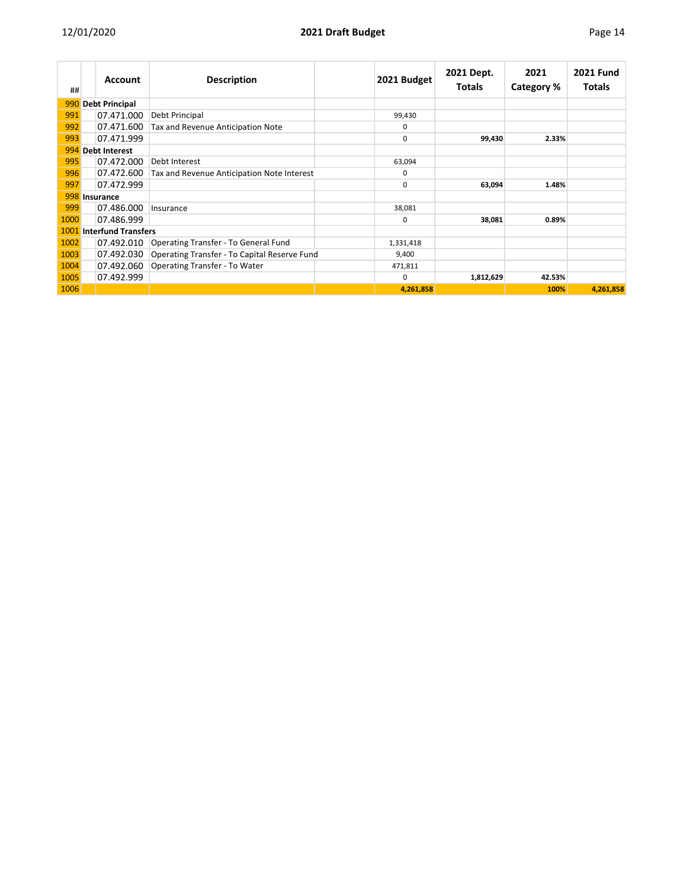| ## | | Account | Description | | 2021 Budget | 2021 Dept. Totals | 2021 Category % | 2021 Fund Totals |
|---|---|---|---|---|---|---|---|---|
| 990 | **Debt Principal** | | | | | | | |
| 991 | | 07.471.000 | Debt Principal | | 99,430 | | | |
| 992 | | 07.471.600 | Tax and Revenue Anticipation Note | | 0 | | | |
| 993 | | 07.471.999 | | | 0 | **99,430** | **2.33%** | |
| 994 | **Debt Interest** | | | | | | | |
| 995 | | 07.472.000 | Debt Interest | | 63,094 | | | |
| 996 | | 07.472.600 | Tax and Revenue Anticipation Note Interest | | 0 | | | |
| 997 | | 07.472.999 | | | 0 | **63,094** | **1.48%** | |
| 998 | **Insurance** | | | | | | | |
| 999 | | 07.486.000 | Insurance | | 38,081 | | | |
| 1000 | | 07.486.999 | | | 0 | **38,081** | **0.89%** | |
| 1001 | **Interfund Transfers** | | | | | | | |
| 1002 | | 07.492.010 | Operating Transfer - To General Fund | | 1,331,418 | | | |
| 1003 | | 07.492.030 | Operating Transfer - To Capital Reserve Fund | | 9,400 | | | |
| 1004 | | 07.492.060 | Operating Transfer - To Water | | 471,811 | | | |
| 1005 | | 07.492.999 | | | 0 | **1,812,629** | **42.53%** | |
| 1006 | | | | | **4,261,858** | | **100%** | **4,261,858** |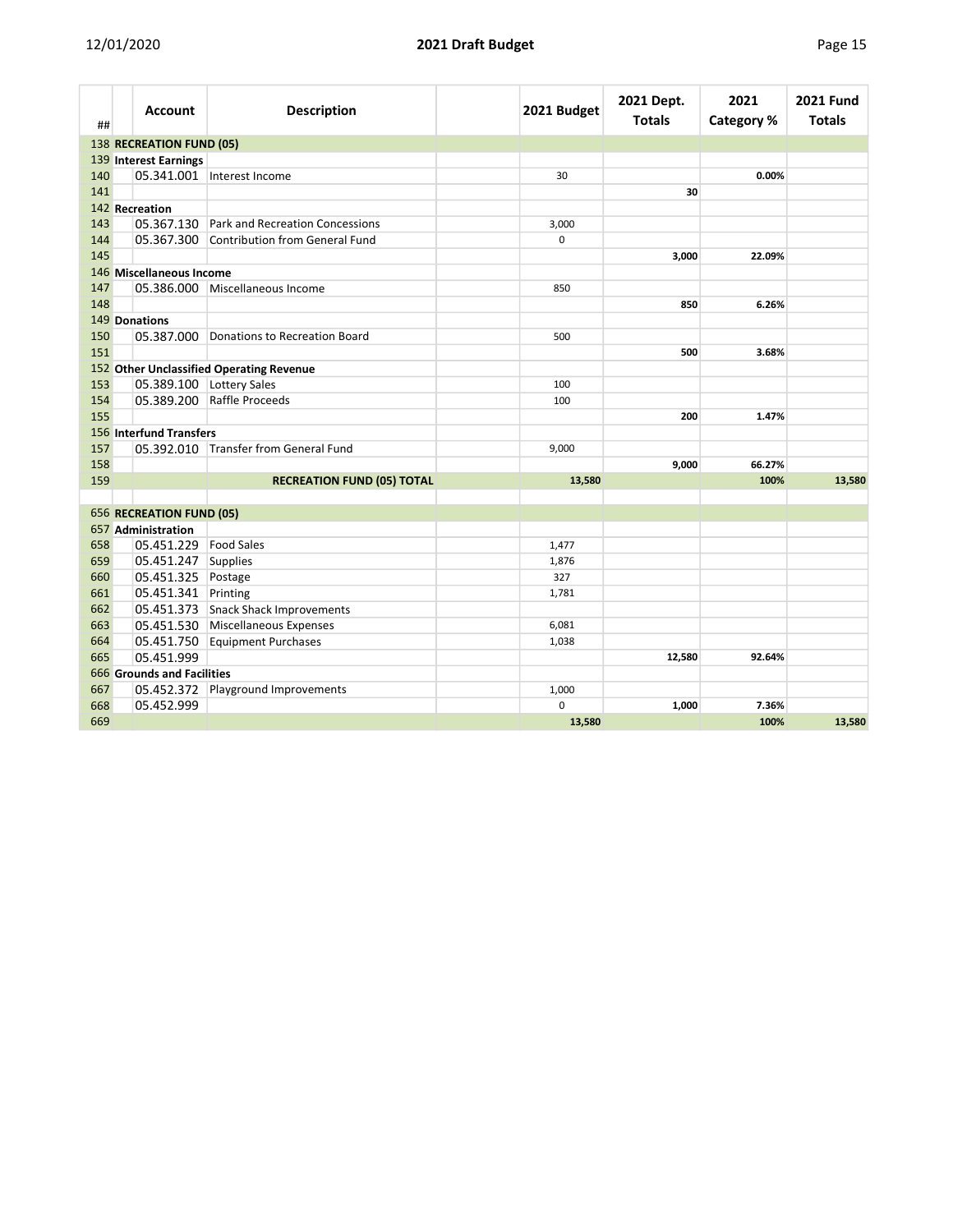| ## | Account | Description | | 2021 Budget | 2021 Dept. Totals | 2021 Category % | 2021 Fund Totals |
|---|---|---|---|---|---|---|---|
| 138 | **RECREATION FUND (05)** | | | | | | |
| 139 | **Interest Earnings** | | | | | | |
| 140 | 05.341.001 | Interest Income | | 30 | | **0.00%** | |
| 141 | | | | | **30** | | |
| 142 | **Recreation** | | | | | | |
| 143 | 05.367.130 | Park and Recreation Concessions | | 3,000 | | | |
| 144 | 05.367.300 | Contribution from General Fund | | 0 | | | |
| 145 | | | | | **3,000** | **22.09%** | |
| 146 | **Miscellaneous Income** | | | | | | |
| 147 | 05.386.000 | Miscellaneous Income | | 850 | | | |
| 148 | | | | | **850** | **6.26%** | |
| 149 | **Donations** | | | | | | |
| 150 | 05.387.000 | Donations to Recreation Board | | 500 | | | |
| 151 | | | | | **500** | **3.68%** | |
| 152 | **Other Unclassified Operating Revenue** | | | | | | |
| 153 | 05.389.100 | Lottery Sales | | 100 | | | |
| 154 | 05.389.200 | Raffle Proceeds | | 100 | | | |
| 155 | | | | | **200** | **1.47%** | |
| 156 | **Interfund Transfers** | | | | | | |
| 157 | 05.392.010 | Transfer from General Fund | | 9,000 | | | |
| 158 | | | | | **9,000** | **66.27%** | |
| 159 | | **RECREATION FUND (05) TOTAL** | | **13,580** | | **100%** | **13,580** |
| | | | | | | | |
| 656 | **RECREATION FUND (05)** | | | | | | |
| 657 | **Administration** | | | | | | |
| 658 | 05.451.229 | Food Sales | | 1,477 | | | |
| 659 | 05.451.247 | Supplies | | 1,876 | | | |
| 660 | 05.451.325 | Postage | | 327 | | | |
| 661 | 05.451.341 | Printing | | 1,781 | | | |
| 662 | 05.451.373 | Snack Shack Improvements | | | | | |
| 663 | 05.451.530 | Miscellaneous Expenses | | 6,081 | | | |
| 664 | 05.451.750 | Equipment Purchases | | 1,038 | | | |
| 665 | 05.451.999 | | | | **12,580** | **92.64%** | |
| 666 | **Grounds and Facilities** | | | | | | |
| 667 | 05.452.372 | Playground Improvements | | 1,000 | | | |
| 668 | 05.452.999 | | | 0 | **1,000** | **7.36%** | |
| 669 | | | | **13,580** | | **100%** | **13,580** |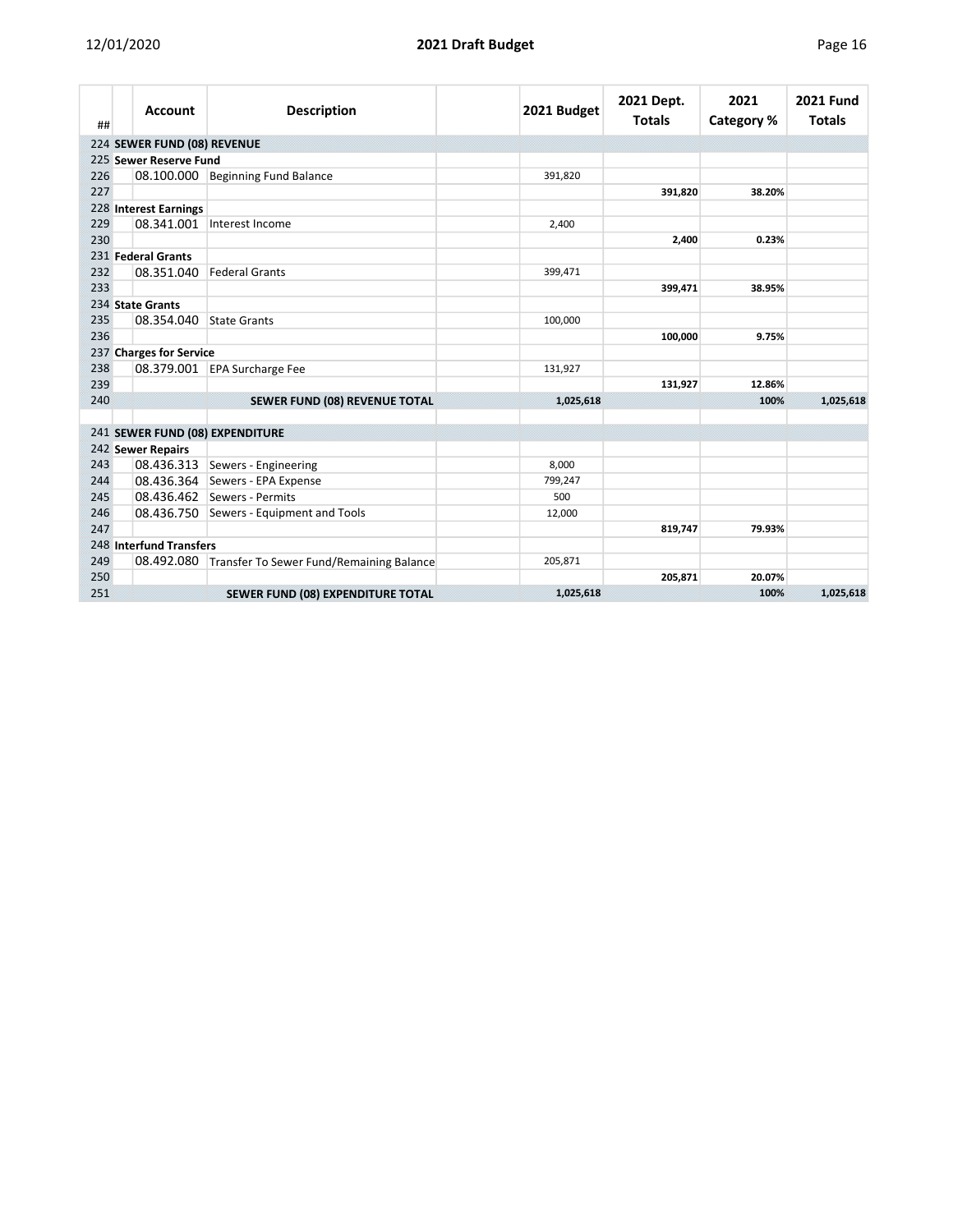| ## | Account | Description | | 2021 Budget | 2021 Dept. Totals | 2021 Category % | 2021 Fund Totals |
|---|---|---|---|---|---|---|---|
| 224 | **SEWER FUND (08) REVENUE** | | | | | | |
| 225 | **Sewer Reserve Fund** | | | | | | |
| 226 | 08.100.000 | Beginning Fund Balance | | 391,820 | | | |
| 227 | | | | | **391,820** | **38.20%** | |
| 228 | **Interest Earnings** | | | | | | |
| 229 | 08.341.001 | Interest Income | | 2,400 | | | |
| 230 | | | | | **2,400** | **0.23%** | |
| 231 | **Federal Grants** | | | | | | |
| 232 | 08.351.040 | Federal Grants | | 399,471 | | | |
| 233 | | | | | **399,471** | **38.95%** | |
| 234 | **State Grants** | | | | | | |
| 235 | 08.354.040 | State Grants | | 100,000 | | | |
| 236 | | | | | **100,000** | **9.75%** | |
| 237 | **Charges for Service** | | | | | | |
| 238 | 08.379.001 | EPA Surcharge Fee | | 131,927 | | | |
| 239 | | | | | **131,927** | **12.86%** | |
| 240 | | **SEWER FUND (08) REVENUE TOTAL** | | **1,025,618** | | **100%** | **1,025,618** |
| | | | | | | | |
| 241 | **SEWER FUND (08) EXPENDITURE** | | | | | | |
| 242 | **Sewer Repairs** | | | | | | |
| 243 | 08.436.313 | Sewers - Engineering | | 8,000 | | | |
| 244 | 08.436.364 | Sewers - EPA Expense | | 799,247 | | | |
| 245 | 08.436.462 | Sewers - Permits | | 500 | | | |
| 246 | 08.436.750 | Sewers - Equipment and Tools | | 12,000 | | | |
| 247 | | | | | **819,747** | **79.93%** | |
| 248 | **Interfund Transfers** | | | | | | |
| 249 | 08.492.080 | Transfer To Sewer Fund/Remaining Balance | | 205,871 | | | |
| 250 | | | | | **205,871** | **20.07%** | |
| 251 | | **SEWER FUND (08) EXPENDITURE TOTAL** | | **1,025,618** | | **100%** | **1,025,618** |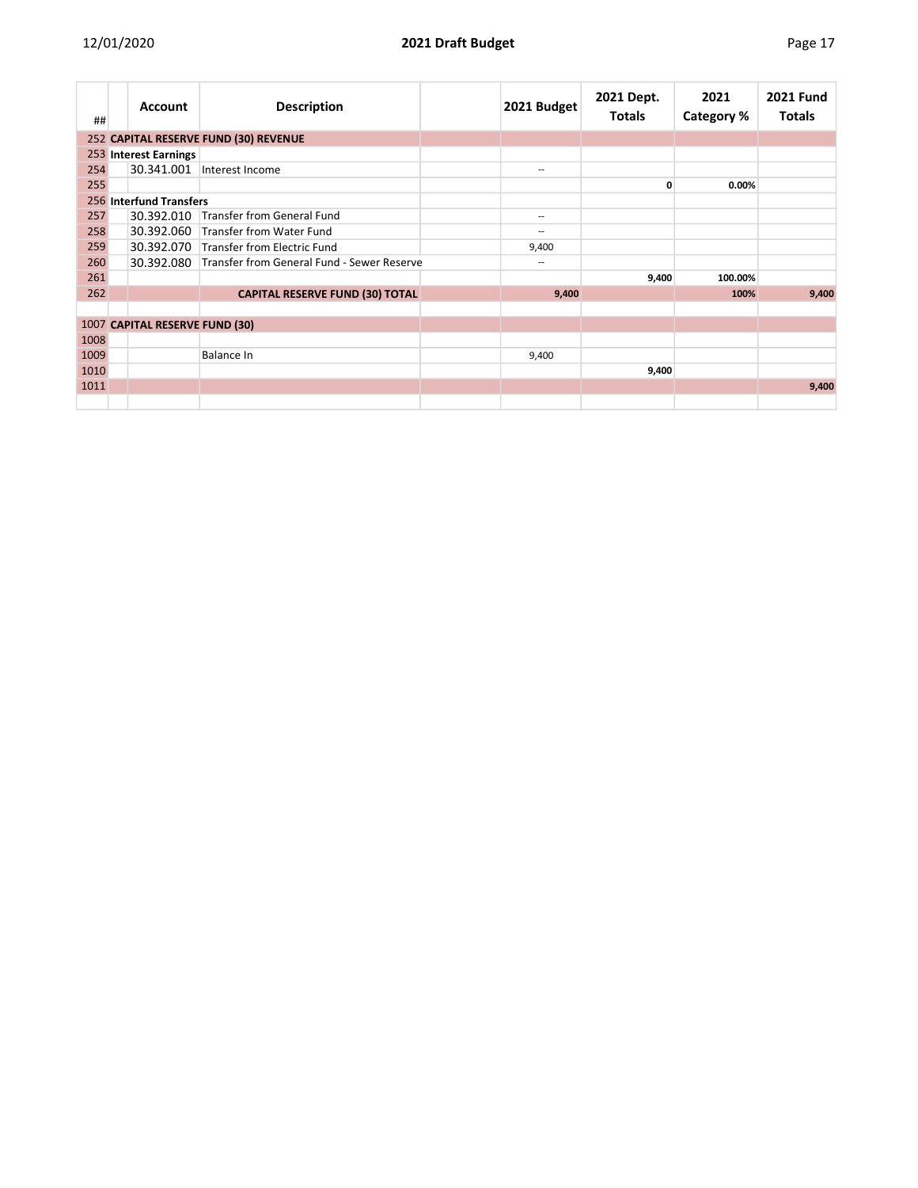| ## | | Account | Description | | 2021 Budget | 2021 Dept. Totals | 2021 Category % | 2021 Fund Totals |
|---|---|---|---|---|---|---|---|---|
| 252 | **CAPITAL RESERVE FUND (30) REVENUE** | | | | | | | |
| 253 | **Interest Earnings** | | | | | | | |
| 254 | | 30.341.001 | Interest Income | | -- | | | |
| 255 | | | | | | **0** | **0.00%** | |
| 256 | **Interfund Transfers** | | | | | | | |
| 257 | | 30.392.010 | Transfer from General Fund | | -- | | | |
| 258 | | 30.392.060 | Transfer from Water Fund | | -- | | | |
| 259 | | 30.392.070 | Transfer from Electric Fund | | 9,400 | | | |
| 260 | | 30.392.080 | Transfer from General Fund - Sewer Reserve | | -- | | | |
| 261 | | | | | | **9,400** | **100.00%** | |
| 262 | | | **CAPITAL RESERVE FUND (30) TOTAL** | | **9,400** | | **100%** | **9,400** |
| | | | | | | | | |
| 1007 | **CAPITAL RESERVE FUND (30)** | | | | | | | |
| 1008 | | | | | | | | |
| 1009 | | | Balance In | | 9,400 | | | |
| 1010 | | | | | | **9,400** | | |
| 1011 | | | | | | | | **9,400** |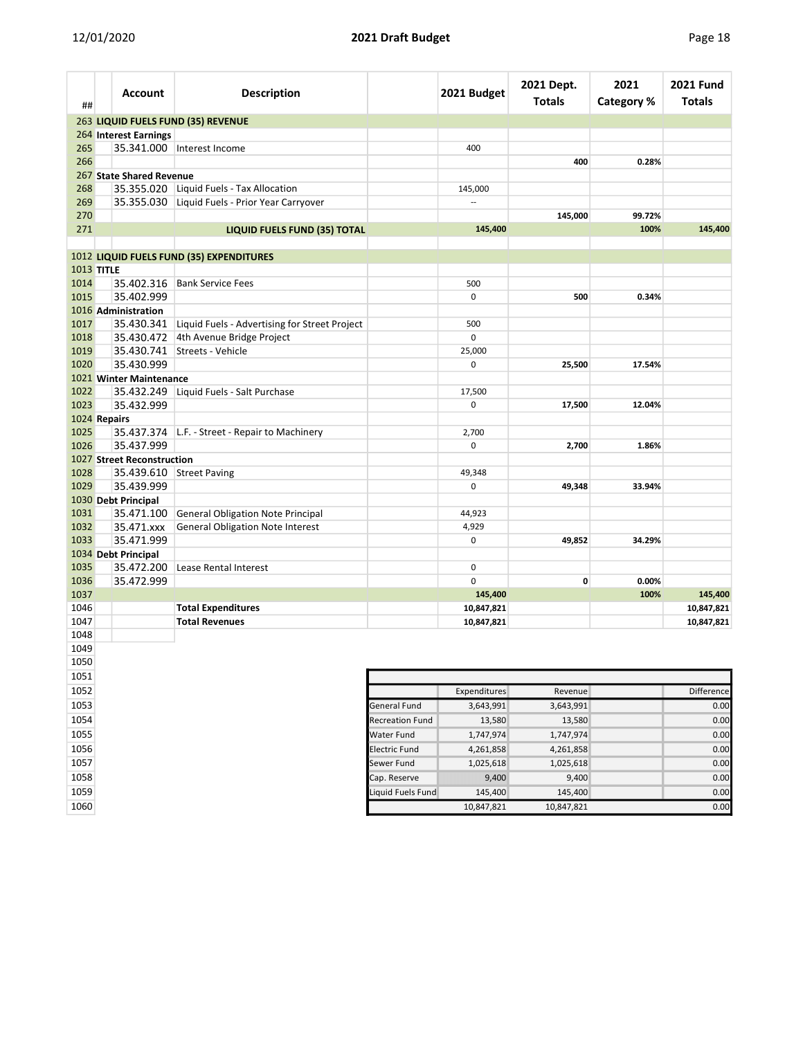| ## | Account | Description | | 2021 Budget | 2021 Dept. Totals | 2021 Category % | 2021 Fund Totals |
|---|---|---|---|---|---|---|---|
| 263 | **LIQUID FUELS FUND (35) REVENUE** | | | | | | |
| 264 | **Interest Earnings** | | | | | | |
| 265 | 35.341.000 | Interest Income | | 400 | | | |
| 266 | | | | | **400** | **0.28%** | |
| 267 | **State Shared Revenue** | | | | | | |
| 268 | 35.355.020 | Liquid Fuels - Tax Allocation | | 145,000 | | | |
| 269 | 35.355.030 | Liquid Fuels - Prior Year Carryover | | -- | | | |
| 270 | | | | | **145,000** | **99.72%** | |
| 271 | | **LIQUID FUELS FUND (35) TOTAL** | | **145,400** | | **100%** | **145,400** |
| | | | | | | | |
| 1012 | **LIQUID FUELS FUND (35) EXPENDITURES** | | | | | | |
| 1013 | **TITLE** | | | | | | |
| 1014 | 35.402.316 | Bank Service Fees | | 500 | | | |
| 1015 | 35.402.999 | | | 0 | **500** | **0.34%** | |
| 1016 | **Administration** | | | | | | |
| 1017 | 35.430.341 | Liquid Fuels - Advertising for Street Project | | 500 | | | |
| 1018 | 35.430.472 | 4th Avenue Bridge Project | | 0 | | | |
| 1019 | 35.430.741 | Streets - Vehicle | | 25,000 | | | |
| 1020 | 35.430.999 | | | 0 | **25,500** | **17.54%** | |
| 1021 | **Winter Maintenance** | | | | | | |
| 1022 | 35.432.249 | Liquid Fuels - Salt Purchase | | 17,500 | | | |
| 1023 | 35.432.999 | | | 0 | **17,500** | **12.04%** | |
| 1024 | **Repairs** | | | | | | |
| 1025 | 35.437.374 | L.F. - Street - Repair to Machinery | | 2,700 | | | |
| 1026 | 35.437.999 | | | 0 | **2,700** | **1.86%** | |
| 1027 | **Street Reconstruction** | | | | | | |
| 1028 | 35.439.610 | Street Paving | | 49,348 | | | |
| 1029 | 35.439.999 | | | 0 | **49,348** | **33.94%** | |
| 1030 | **Debt Principal** | | | | | | |
| 1031 | 35.471.100 | General Obligation Note Principal | | 44,923 | | | |
| 1032 | 35.471.xxx | General Obligation Note Interest | | 4,929 | | | |
| 1033 | 35.471.999 | | | 0 | **49,852** | **34.29%** | |
| 1034 | **Debt Principal** | | | | | | |
| 1035 | 35.472.200 | Lease Rental Interest | | 0 | | | |
| 1036 | 35.472.999 | | | 0 | **0** | **0.00%** | |
| 1037 | | | | **145,400** | | **100%** | **145,400** |
| 1046 | | **Total Expenditures** | | **10,847,821** | | | **10,847,821** |
| 1047 | | **Total Revenues** | | **10,847,821** | | | **10,847,821** |

| | Expenditures | Revenue | | Difference |
|---|---|---|---|---|
| General Fund | 3,643,991 | 3,643,991 | | 0.00 |
| Recreation Fund | 13,580 | 13,580 | | 0.00 |
| Water Fund | 1,747,974 | 1,747,974 | | 0.00 |
| Electric Fund | 4,261,858 | 4,261,858 | | 0.00 |
| Sewer Fund | 1,025,618 | 1,025,618 | | 0.00 |
| Cap. Reserve | 9,400 | 9,400 | | 0.00 |
| Liquid Fuels Fund | 145,400 | 145,400 | | 0.00 |
| | 10,847,821 | 10,847,821 | | 0.00 |